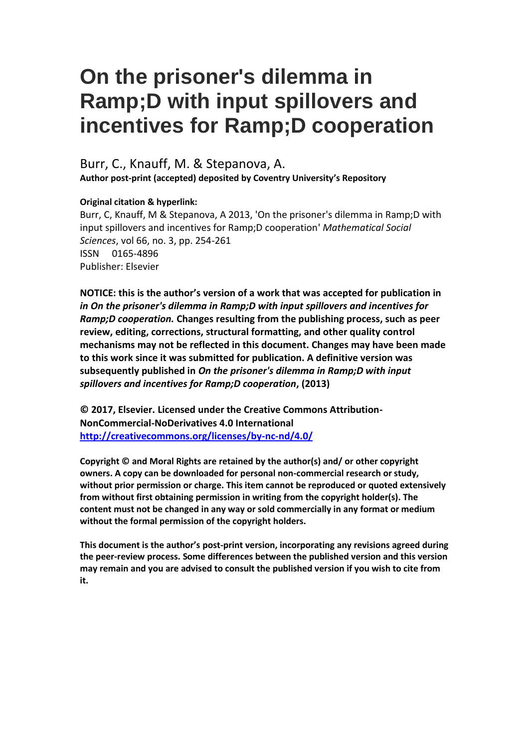# On the prisoner's dilemma in Ramp;D with input spillovers and incentives for Ramp;D cooperation

Burr, C., Knauff, M. & Stepanova, A.

**Author post-print (accepted) deposited by Coventry University's Repository**

**Original citation & hyperlink:**

Burr, C, Knauff, M & Stepanova, A 2013, 'On the prisoner's dilemma in Ramp;D with input spillovers and incentives for Ramp;D cooperation' *Mathematical Social Sciences*, vol 66, no. 3, pp. 254-261

ISSN 0165-4896

Publisher: Elsevier

**NOTICE: this is the author's version of a work that was accepted for publication in *in On the prisoner's dilemma in Ramp;D with input spillovers and incentives for Ramp;D cooperation.* Changes resulting from the publishing process, such as peer review, editing, corrections, structural formatting, and other quality control mechanisms may not be reflected in this document. Changes may have been made to this work since it was submitted for publication. A definitive version was subsequently published in *On the prisoner's dilemma in Ramp;D with input spillovers and incentives for Ramp;D cooperation*, (2013)**

**© 2017, Elsevier. Licensed under the Creative Commons Attribution-NonCommercial-NoDerivatives 4.0 International**
**http://creativecommons.org/licenses/by-nc-nd/4.0/**

**Copyright © and Moral Rights are retained by the author(s) and/ or other copyright owners. A copy can be downloaded for personal non-commercial research or study, without prior permission or charge. This item cannot be reproduced or quoted extensively from without first obtaining permission in writing from the copyright holder(s). The content must not be changed in any way or sold commercially in any format or medium without the formal permission of the copyright holders.**

**This document is the author's post-print version, incorporating any revisions agreed during the peer-review process. Some differences between the published version and this version may remain and you are advised to consult the published version if you wish to cite from it.**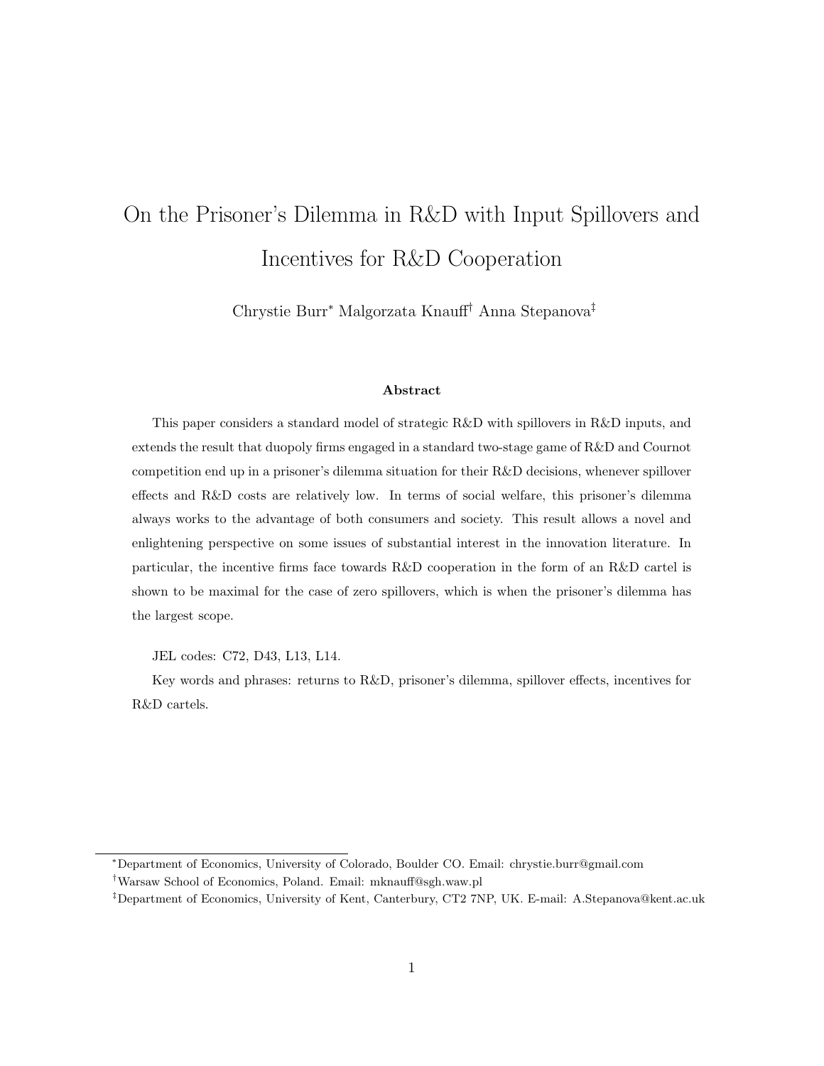# On the Prisoner's Dilemma in R&D with Input Spillovers and Incentives for R&D Cooperation

Chrystie Burr[*] Malgorzata Knauff[†] Anna Stepanova[‡]

### Abstract

This paper considers a standard model of strategic R&D with spillovers in R&D inputs, and extends the result that duopoly firms engaged in a standard two-stage game of R&D and Cournot competition end up in a prisoner's dilemma situation for their R&D decisions, whenever spillover effects and R&D costs are relatively low. In terms of social welfare, this prisoner's dilemma always works to the advantage of both consumers and society. This result allows a novel and enlightening perspective on some issues of substantial interest in the innovation literature. In particular, the incentive firms face towards R&D cooperation in the form of an R&D cartel is shown to be maximal for the case of zero spillovers, which is when the prisoner's dilemma has the largest scope.

JEL codes: C72, D43, L13, L14.

Key words and phrases: returns to R&D, prisoner's dilemma, spillover effects, incentives for R&D cartels.

---

[*] Department of Economics, University of Colorado, Boulder CO. Email: chrystie.burr@gmail.com

[†] Warsaw School of Economics, Poland. Email: mknauff@sgh.waw.pl

[‡] Department of Economics, University of Kent, Canterbury, CT2 7NP, UK. E-mail: A.Stepanova@kent.ac.uk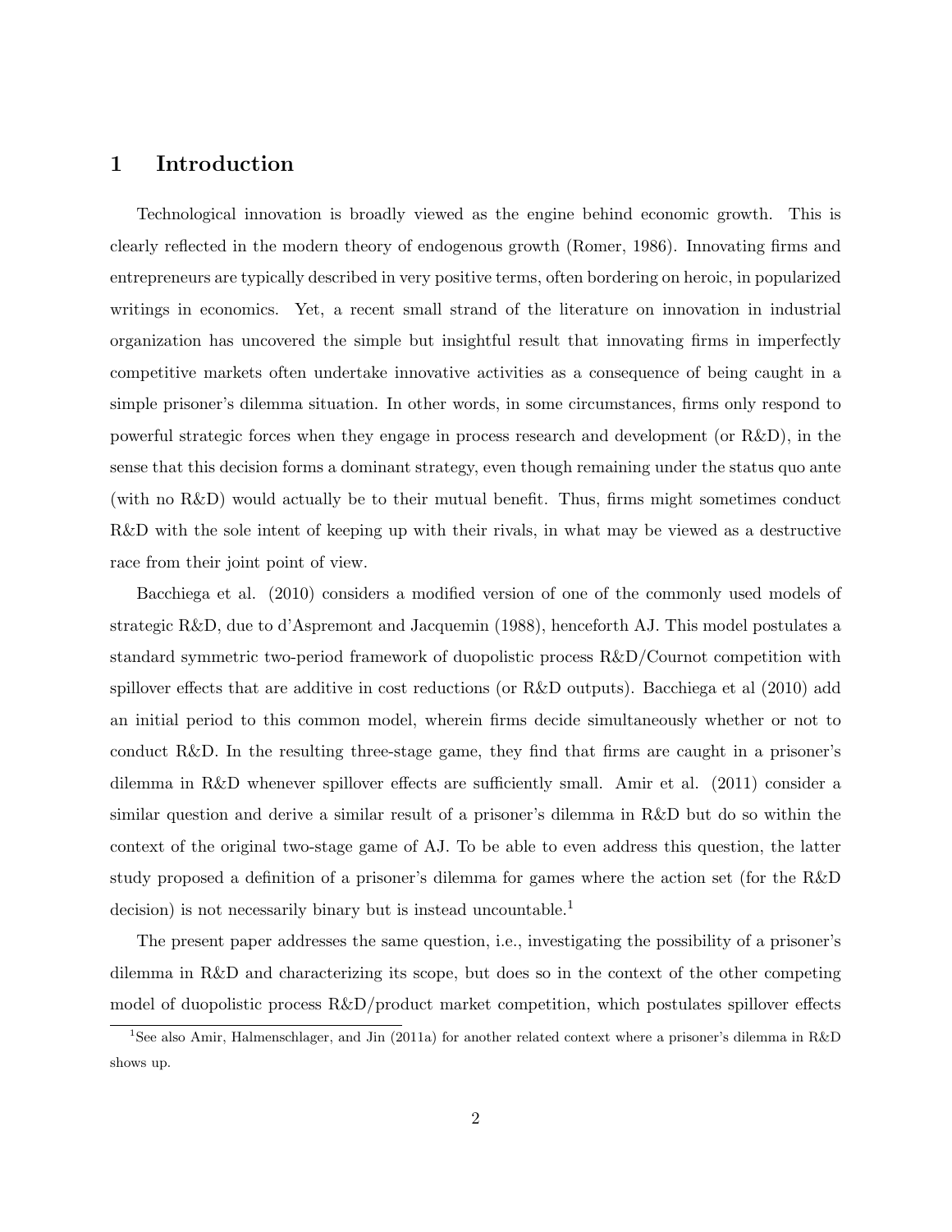# 1 Introduction

Technological innovation is broadly viewed as the engine behind economic growth. This is clearly reflected in the modern theory of endogenous growth (Romer, 1986). Innovating firms and entrepreneurs are typically described in very positive terms, often bordering on heroic, in popularized writings in economics. Yet, a recent small strand of the literature on innovation in industrial organization has uncovered the simple but insightful result that innovating firms in imperfectly competitive markets often undertake innovative activities as a consequence of being caught in a simple prisoner's dilemma situation. In other words, in some circumstances, firms only respond to powerful strategic forces when they engage in process research and development (or R&D), in the sense that this decision forms a dominant strategy, even though remaining under the status quo ante (with no R&D) would actually be to their mutual benefit. Thus, firms might sometimes conduct R&D with the sole intent of keeping up with their rivals, in what may be viewed as a destructive race from their joint point of view.

Bacchiega et al. (2010) considers a modified version of one of the commonly used models of strategic R&D, due to d'Aspremont and Jacquemin (1988), henceforth AJ. This model postulates a standard symmetric two-period framework of duopolistic process R&D/Cournot competition with spillover effects that are additive in cost reductions (or R&D outputs). Bacchiega et al (2010) add an initial period to this common model, wherein firms decide simultaneously whether or not to conduct R&D. In the resulting three-stage game, they find that firms are caught in a prisoner's dilemma in R&D whenever spillover effects are sufficiently small. Amir et al. (2011) consider a similar question and derive a similar result of a prisoner's dilemma in R&D but do so within the context of the original two-stage game of AJ. To be able to even address this question, the latter study proposed a definition of a prisoner's dilemma for games where the action set (for the R&D decision) is not necessarily binary but is instead uncountable.[1]

The present paper addresses the same question, i.e., investigating the possibility of a prisoner's dilemma in R&D and characterizing its scope, but does so in the context of the other competing model of duopolistic process R&D/product market competition, which postulates spillover effects

[1] See also Amir, Halmenschlager, and Jin (2011a) for another related context where a prisoner's dilemma in R&D shows up.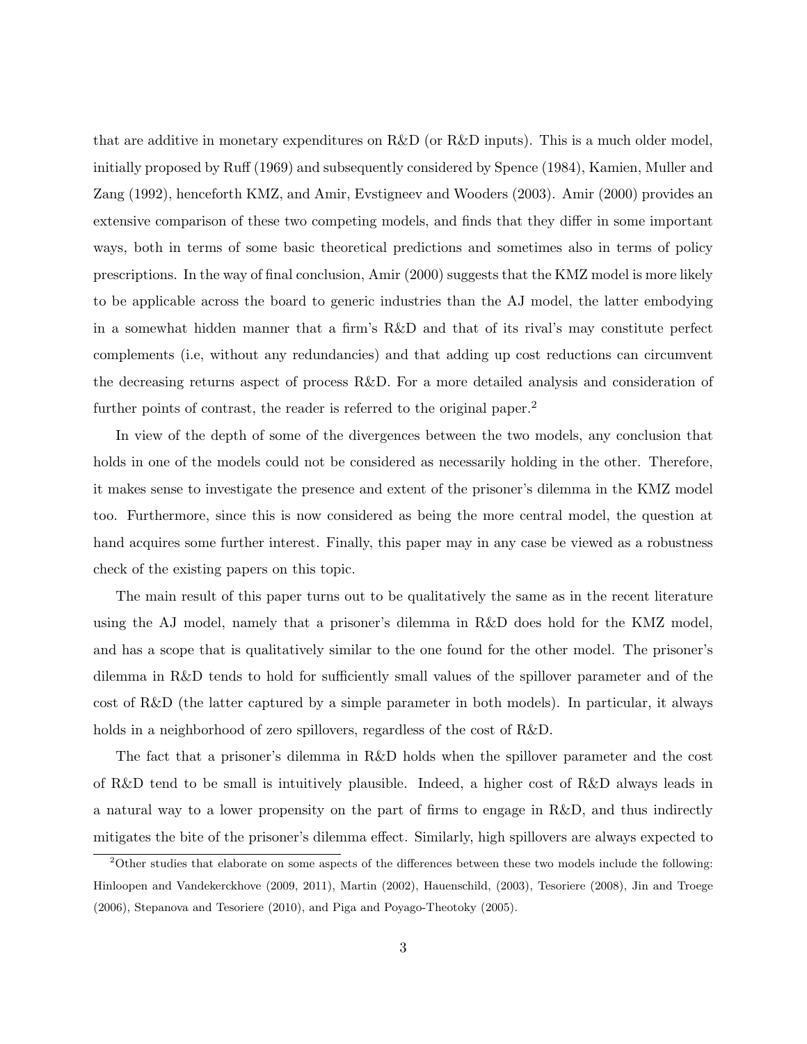that are additive in monetary expenditures on R&D (or R&D inputs). This is a much older model, initially proposed by Ruff (1969) and subsequently considered by Spence (1984), Kamien, Muller and Zang (1992), henceforth KMZ, and Amir, Evstigneev and Wooders (2003). Amir (2000) provides an extensive comparison of these two competing models, and finds that they differ in some important ways, both in terms of some basic theoretical predictions and sometimes also in terms of policy prescriptions. In the way of final conclusion, Amir (2000) suggests that the KMZ model is more likely to be applicable across the board to generic industries than the AJ model, the latter embodying in a somewhat hidden manner that a firm's R&D and that of its rival's may constitute perfect complements (i.e, without any redundancies) and that adding up cost reductions can circumvent the decreasing returns aspect of process R&D. For a more detailed analysis and consideration of further points of contrast, the reader is referred to the original paper.[2]

In view of the depth of some of the divergences between the two models, any conclusion that holds in one of the models could not be considered as necessarily holding in the other. Therefore, it makes sense to investigate the presence and extent of the prisoner's dilemma in the KMZ model too. Furthermore, since this is now considered as being the more central model, the question at hand acquires some further interest. Finally, this paper may in any case be viewed as a robustness check of the existing papers on this topic.

The main result of this paper turns out to be qualitatively the same as in the recent literature using the AJ model, namely that a prisoner's dilemma in R&D does hold for the KMZ model, and has a scope that is qualitatively similar to the one found for the other model. The prisoner's dilemma in R&D tends to hold for sufficiently small values of the spillover parameter and of the cost of R&D (the latter captured by a simple parameter in both models). In particular, it always holds in a neighborhood of zero spillovers, regardless of the cost of R&D.

The fact that a prisoner's dilemma in R&D holds when the spillover parameter and the cost of R&D tend to be small is intuitively plausible. Indeed, a higher cost of R&D always leads in a natural way to a lower propensity on the part of firms to engage in R&D, and thus indirectly mitigates the bite of the prisoner's dilemma effect. Similarly, high spillovers are always expected to

[2]Other studies that elaborate on some aspects of the differences between these two models include the following: Hinloopen and Vandekerckhove (2009, 2011), Martin (2002), Hauenschild, (2003), Tesoriere (2008), Jin and Troege (2006), Stepanova and Tesoriere (2010), and Piga and Poyago-Theotoky (2005).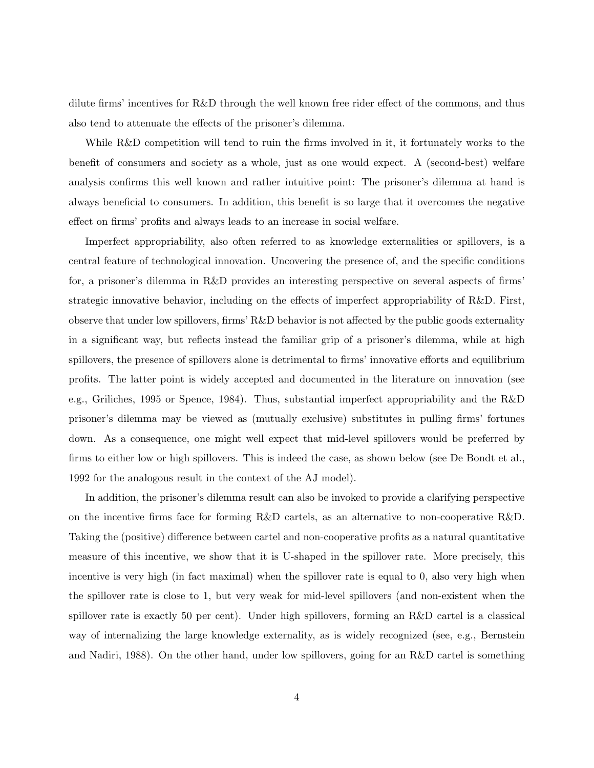dilute firms' incentives for R&D through the well known free rider effect of the commons, and thus also tend to attenuate the effects of the prisoner's dilemma.

While R&D competition will tend to ruin the firms involved in it, it fortunately works to the benefit of consumers and society as a whole, just as one would expect. A (second-best) welfare analysis confirms this well known and rather intuitive point: The prisoner's dilemma at hand is always beneficial to consumers. In addition, this benefit is so large that it overcomes the negative effect on firms' profits and always leads to an increase in social welfare.

Imperfect appropriability, also often referred to as knowledge externalities or spillovers, is a central feature of technological innovation. Uncovering the presence of, and the specific conditions for, a prisoner's dilemma in R&D provides an interesting perspective on several aspects of firms' strategic innovative behavior, including on the effects of imperfect appropriability of R&D. First, observe that under low spillovers, firms' R&D behavior is not affected by the public goods externality in a significant way, but reflects instead the familiar grip of a prisoner's dilemma, while at high spillovers, the presence of spillovers alone is detrimental to firms' innovative efforts and equilibrium profits. The latter point is widely accepted and documented in the literature on innovation (see e.g., Griliches, 1995 or Spence, 1984). Thus, substantial imperfect appropriability and the R&D prisoner's dilemma may be viewed as (mutually exclusive) substitutes in pulling firms' fortunes down. As a consequence, one might well expect that mid-level spillovers would be preferred by firms to either low or high spillovers. This is indeed the case, as shown below (see De Bondt et al., 1992 for the analogous result in the context of the AJ model).

In addition, the prisoner's dilemma result can also be invoked to provide a clarifying perspective on the incentive firms face for forming R&D cartels, as an alternative to non-cooperative R&D. Taking the (positive) difference between cartel and non-cooperative profits as a natural quantitative measure of this incentive, we show that it is U-shaped in the spillover rate. More precisely, this incentive is very high (in fact maximal) when the spillover rate is equal to 0, also very high when the spillover rate is close to 1, but very weak for mid-level spillovers (and non-existent when the spillover rate is exactly 50 per cent). Under high spillovers, forming an R&D cartel is a classical way of internalizing the large knowledge externality, as is widely recognized (see, e.g., Bernstein and Nadiri, 1988). On the other hand, under low spillovers, going for an R&D cartel is something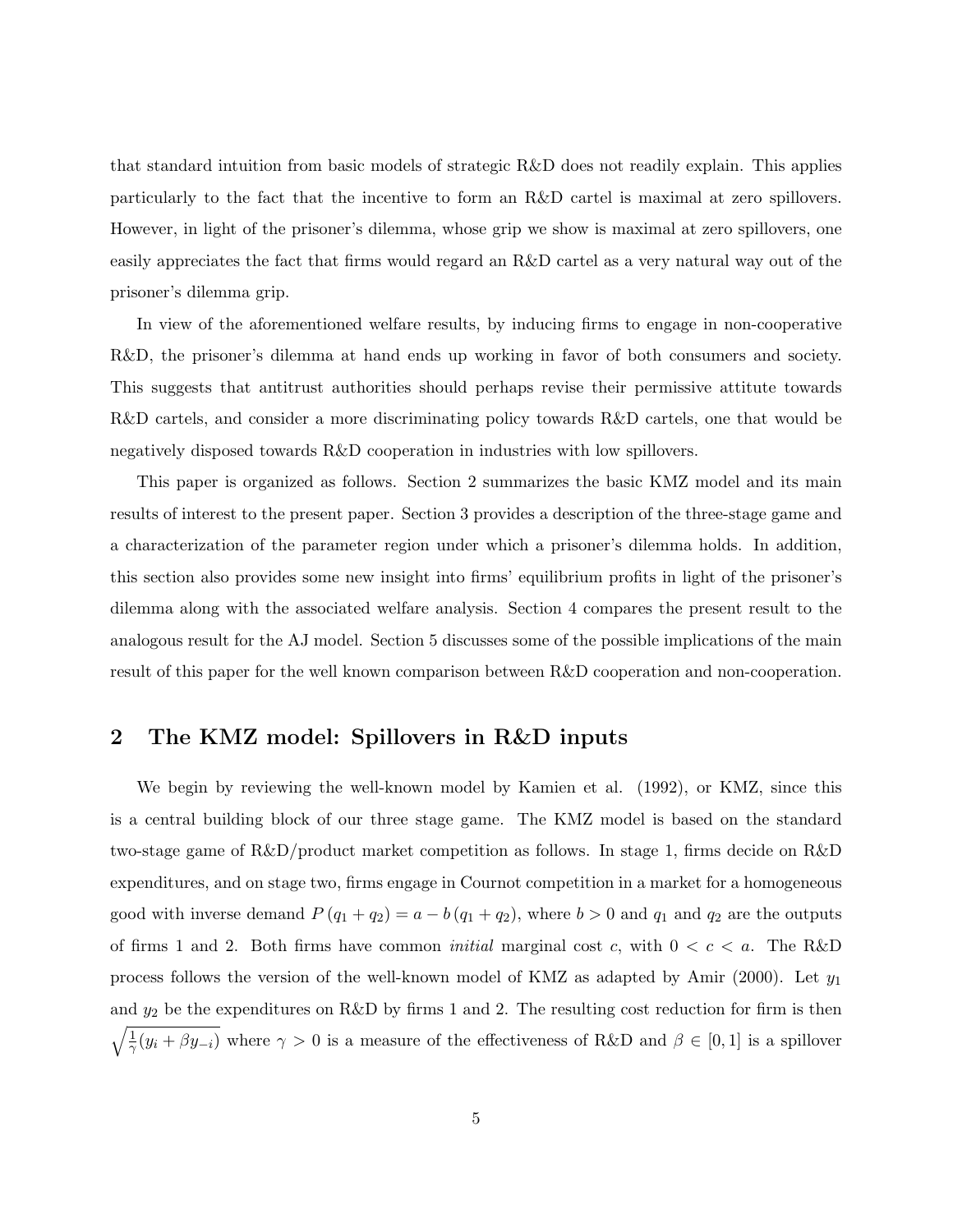that standard intuition from basic models of strategic R&D does not readily explain. This applies particularly to the fact that the incentive to form an R&D cartel is maximal at zero spillovers. However, in light of the prisoner's dilemma, whose grip we show is maximal at zero spillovers, one easily appreciates the fact that firms would regard an R&D cartel as a very natural way out of the prisoner's dilemma grip.

In view of the aforementioned welfare results, by inducing firms to engage in non-cooperative R&D, the prisoner's dilemma at hand ends up working in favor of both consumers and society. This suggests that antitrust authorities should perhaps revise their permissive attitute towards R&D cartels, and consider a more discriminating policy towards R&D cartels, one that would be negatively disposed towards R&D cooperation in industries with low spillovers.

This paper is organized as follows. Section 2 summarizes the basic KMZ model and its main results of interest to the present paper. Section 3 provides a description of the three-stage game and a characterization of the parameter region under which a prisoner's dilemma holds. In addition, this section also provides some new insight into firms' equilibrium profits in light of the prisoner's dilemma along with the associated welfare analysis. Section 4 compares the present result to the analogous result for the AJ model. Section 5 discusses some of the possible implications of the main result of this paper for the well known comparison between R&D cooperation and non-cooperation.

## 2 The KMZ model: Spillovers in R&D inputs

We begin by reviewing the well-known model by Kamien et al. (1992), or KMZ, since this is a central building block of our three stage game. The KMZ model is based on the standard two-stage game of R&D/product market competition as follows. In stage 1, firms decide on R&D expenditures, and on stage two, firms engage in Cournot competition in a market for a homogeneous good with inverse demand $P(q_1 + q_2) = a - b(q_1 + q_2)$, where $b > 0$ and $q_1$ and $q_2$ are the outputs of firms 1 and 2. Both firms have common *initial* marginal cost $c$, with $0 < c < a$. The R&D process follows the version of the well-known model of KMZ as adapted by Amir (2000). Let $y_1$ and $y_2$ be the expenditures on R&D by firms 1 and 2. The resulting cost reduction for firm is then $\sqrt{\frac{1}{\gamma}(y_i + \beta y_{-i})}$ where $\gamma > 0$ is a measure of the effectiveness of R&D and $\beta \in [0, 1]$ is a spillover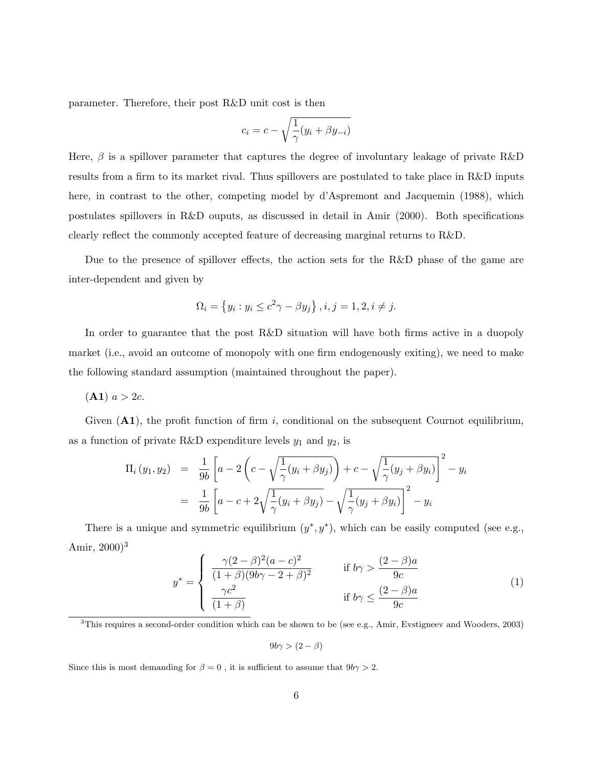parameter. Therefore, their post R&D unit cost is then

$$c_i = c - \sqrt{\frac{1}{\gamma}(y_i + \beta y_{-i})}$$

Here, $\beta$ is a spillover parameter that captures the degree of involuntary leakage of private R&D results from a firm to its market rival. Thus spillovers are postulated to take place in R&D inputs here, in contrast to the other, competing model by d'Aspremont and Jacquemin (1988), which postulates spillovers in R&D ouputs, as discussed in detail in Amir (2000). Both specifications clearly reflect the commonly accepted feature of decreasing marginal returns to R&D.

Due to the presence of spillover effects, the action sets for the R&D phase of the game are inter-dependent and given by

$$\Omega_i = \left\{ y_i : y_i \leq c^2\gamma - \beta y_j \right\}, i, j = 1, 2, i \neq j.$$

In order to guarantee that the post R&D situation will have both firms active in a duopoly market (i.e., avoid an outcome of monopoly with one firm endogenously exiting), we need to make the following standard assumption (maintained throughout the paper).

**(A1)** $a > 2c$.

Given **(A1)**, the profit function of firm $i$, conditional on the subsequent Cournot equilibrium, as a function of private R&D expenditure levels $y_1$ and $y_2$, is

$$\begin{aligned} \Pi_i(y_1, y_2) &= \frac{1}{9b}\left[a - 2\left(c - \sqrt{\frac{1}{\gamma}(y_i + \beta y_j)}\right) + c - \sqrt{\frac{1}{\gamma}(y_j + \beta y_i)}\right]^2 - y_i \\ &= \frac{1}{9b}\left[a - c + 2\sqrt{\frac{1}{\gamma}(y_i + \beta y_j)} - \sqrt{\frac{1}{\gamma}(y_j + \beta y_i)}\right]^2 - y_i \end{aligned}$$

There is a unique and symmetric equilibrium $(y^*, y^*)$, which can be easily computed (see e.g., Amir, 2000)[3]

$$y^* = \begin{cases} \dfrac{\gamma(2-\beta)^2(a-c)^2}{(1+\beta)(9b\gamma - 2 + \beta)^2} & \text{if } b\gamma > \dfrac{(2-\beta)a}{9c} \\ \dfrac{\gamma c^2}{(1+\beta)} & \text{if } b\gamma \leq \dfrac{(2-\beta)a}{9c} \end{cases} \tag{1}$$

[3]This requires a second-order condition which can be shown to be (see e.g., Amir, Evstigneev and Wooders, 2003)

$$9b\gamma > (2 - \beta)$$

Since this is most demanding for $\beta = 0$ , it is sufficient to assume that $9b\gamma > 2$.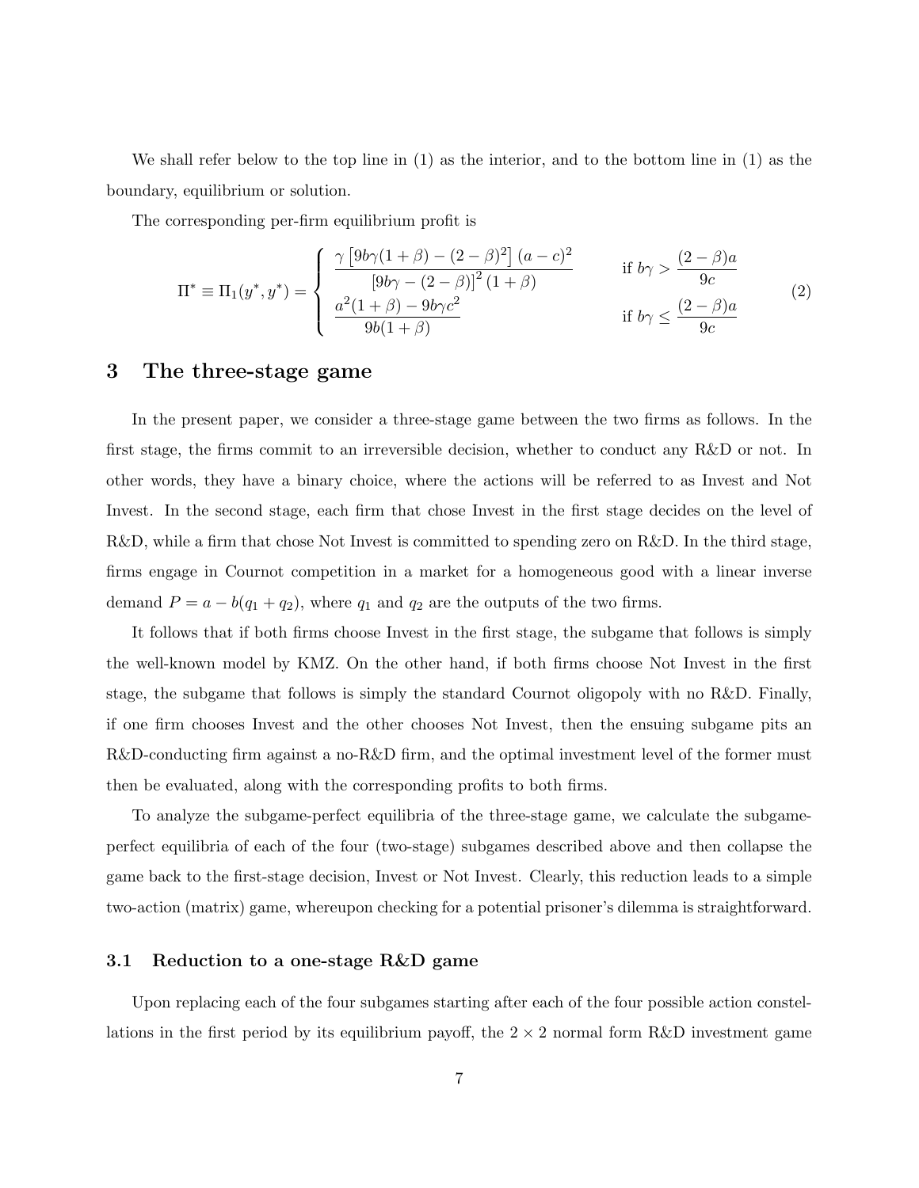We shall refer below to the top line in (1) as the interior, and to the bottom line in (1) as the boundary, equilibrium or solution.

The corresponding per-firm equilibrium profit is

$$
\Pi^* \equiv \Pi_1(y^*, y^*) = \begin{cases} \dfrac{\gamma\left[9b\gamma(1+\beta) - (2-\beta)^2\right](a-c)^2}{\left[9b\gamma - (2-\beta)\right]^2(1+\beta)} & \text{if } b\gamma > \dfrac{(2-\beta)a}{9c} \\ \dfrac{a^2(1+\beta) - 9b\gamma c^2}{9b(1+\beta)} & \text{if } b\gamma \leq \dfrac{(2-\beta)a}{9c} \end{cases} \tag{2}
$$

## 3 The three-stage game

In the present paper, we consider a three-stage game between the two firms as follows. In the first stage, the firms commit to an irreversible decision, whether to conduct any R&D or not. In other words, they have a binary choice, where the actions will be referred to as Invest and Not Invest. In the second stage, each firm that chose Invest in the first stage decides on the level of R&D, while a firm that chose Not Invest is committed to spending zero on R&D. In the third stage, firms engage in Cournot competition in a market for a homogeneous good with a linear inverse demand $P = a - b(q_1 + q_2)$, where $q_1$ and $q_2$ are the outputs of the two firms.

It follows that if both firms choose Invest in the first stage, the subgame that follows is simply the well-known model by KMZ. On the other hand, if both firms choose Not Invest in the first stage, the subgame that follows is simply the standard Cournot oligopoly with no R&D. Finally, if one firm chooses Invest and the other chooses Not Invest, then the ensuing subgame pits an R&D-conducting firm against a no-R&D firm, and the optimal investment level of the former must then be evaluated, along with the corresponding profits to both firms.

To analyze the subgame-perfect equilibria of the three-stage game, we calculate the subgame-perfect equilibria of each of the four (two-stage) subgames described above and then collapse the game back to the first-stage decision, Invest or Not Invest. Clearly, this reduction leads to a simple two-action (matrix) game, whereupon checking for a potential prisoner's dilemma is straightforward.

### 3.1 Reduction to a one-stage R&D game

Upon replacing each of the four subgames starting after each of the four possible action constellations in the first period by its equilibrium payoff, the $2 \times 2$ normal form R&D investment game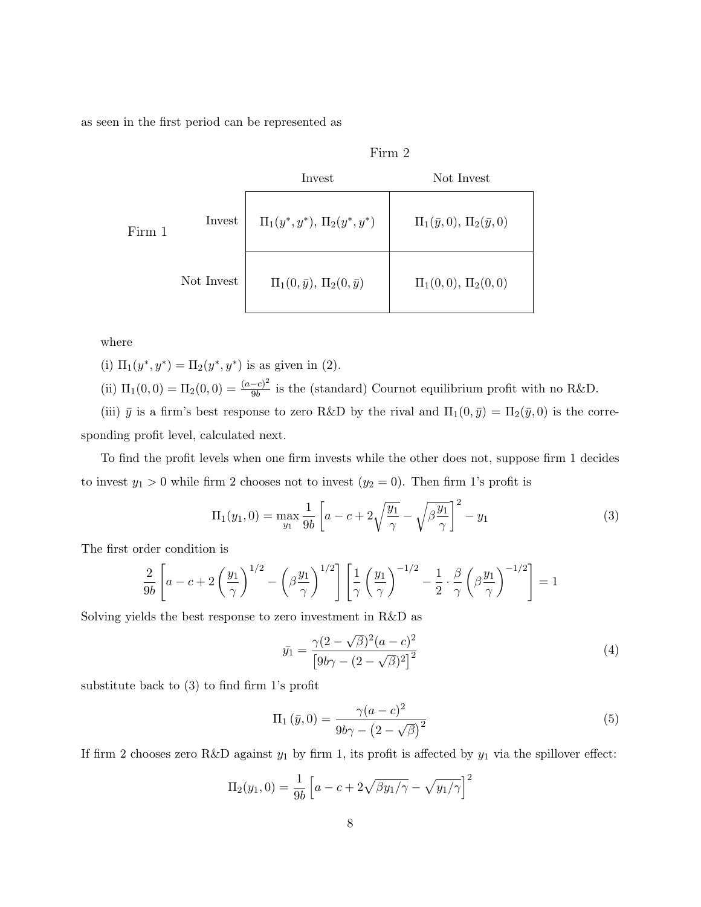as seen in the first period can be represented as

| | | Firm 2 | |
|---|---|---|---|
| | | Invest | Not Invest |
| Firm 1 | Invest | $\Pi_1(y^*, y^*)$, $\Pi_2(y^*, y^*)$ | $\Pi_1(\bar{y}, 0)$, $\Pi_2(\bar{y}, 0)$ |
| | Not Invest | $\Pi_1(0, \bar{y})$, $\Pi_2(0, \bar{y})$ | $\Pi_1(0, 0)$, $\Pi_2(0, 0)$ |

where

(i) $\Pi_1(y^*, y^*) = \Pi_2(y^*, y^*)$ is as given in (2).

(ii) $\Pi_1(0, 0) = \Pi_2(0, 0) = \frac{(a-c)^2}{9b}$ is the (standard) Cournot equilibrium profit with no R&D.

(iii) $\bar{y}$ is a firm's best response to zero R&D by the rival and $\Pi_1(0, \bar{y}) = \Pi_2(\bar{y}, 0)$ is the corresponding profit level, calculated next.

To find the profit levels when one firm invests while the other does not, suppose firm 1 decides to invest $y_1 > 0$ while firm 2 chooses not to invest ($y_2 = 0$). Then firm 1's profit is

$$\Pi_1(y_1, 0) = \max_{y_1} \frac{1}{9b} \left[ a - c + 2\sqrt{\frac{y_1}{\gamma}} - \sqrt{\beta \frac{y_1}{\gamma}} \right]^2 - y_1 \tag{3}$$

The first order condition is

$$\frac{2}{9b} \left[ a - c + 2\left(\frac{y_1}{\gamma}\right)^{1/2} - \left(\beta \frac{y_1}{\gamma}\right)^{1/2} \right] \left[ \frac{1}{\gamma}\left(\frac{y_1}{\gamma}\right)^{-1/2} - \frac{1}{2} \cdot \frac{\beta}{\gamma} \left(\beta \frac{y_1}{\gamma}\right)^{-1/2} \right] = 1$$

Solving yields the best response to zero investment in R&D as

$$\bar{y_1} = \frac{\gamma(2-\sqrt{\beta})^2(a-c)^2}{\left[9b\gamma - (2-\sqrt{\beta})^2\right]^2} \tag{4}$$

substitute back to (3) to find firm 1's profit

$$\Pi_1\left(\bar{y}, 0\right) = \frac{\gamma(a-c)^2}{9b\gamma - \left(2-\sqrt{\beta}\right)^2} \tag{5}$$

If firm 2 chooses zero R&D against $y_1$ by firm 1, its profit is affected by $y_1$ via the spillover effect:

$$\Pi_2(y_1, 0) = \frac{1}{9b} \left[ a - c + 2\sqrt{\beta y_1/\gamma} - \sqrt{y_1/\gamma} \right]^2$$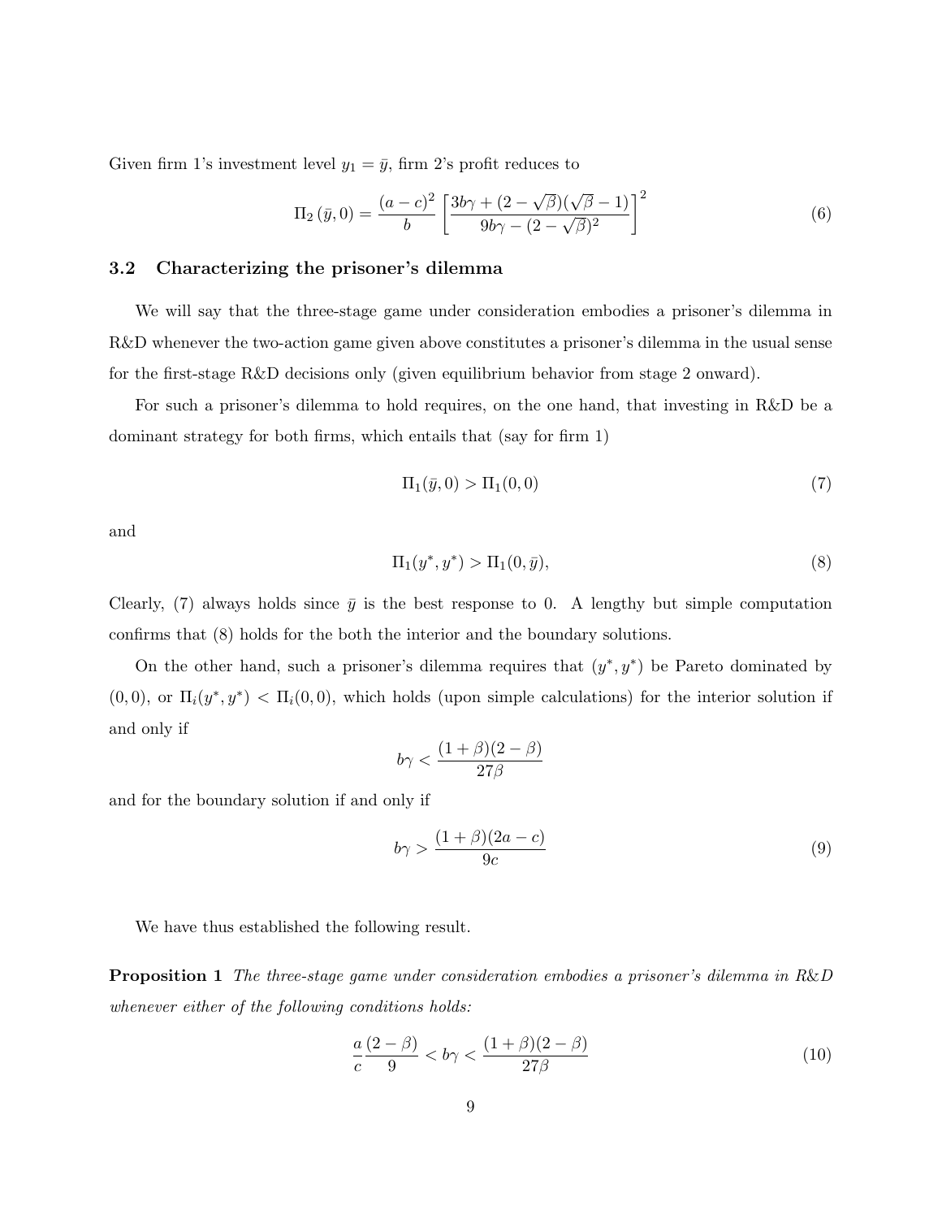Given firm 1's investment level $y_1 = \bar{y}$, firm 2's profit reduces to

$$\Pi_2(\bar{y}, 0) = \frac{(a-c)^2}{b} \left[ \frac{3b\gamma + (2-\sqrt{\beta})(\sqrt{\beta}-1)}{9b\gamma - (2-\sqrt{\beta})^2} \right]^2 \tag{6}$$

### 3.2 Characterizing the prisoner's dilemma

We will say that the three-stage game under consideration embodies a prisoner's dilemma in R&D whenever the two-action game given above constitutes a prisoner's dilemma in the usual sense for the first-stage R&D decisions only (given equilibrium behavior from stage 2 onward).

For such a prisoner's dilemma to hold requires, on the one hand, that investing in R&D be a dominant strategy for both firms, which entails that (say for firm 1)

$$\Pi_1(\bar{y}, 0) > \Pi_1(0, 0) \tag{7}$$

and

$$\Pi_1(y^*, y^*) > \Pi_1(0, \bar{y}), \tag{8}$$

Clearly, (7) always holds since $\bar{y}$ is the best response to 0. A lengthy but simple computation confirms that (8) holds for the both the interior and the boundary solutions.

On the other hand, such a prisoner's dilemma requires that $(y^*, y^*)$ be Pareto dominated by $(0, 0)$, or $\Pi_i(y^*, y^*) < \Pi_i(0, 0)$, which holds (upon simple calculations) for the interior solution if and only if

$$b\gamma < \frac{(1+\beta)(2-\beta)}{27\beta}$$

and for the boundary solution if and only if

$$b\gamma > \frac{(1+\beta)(2a-c)}{9c} \tag{9}$$

We have thus established the following result.

**Proposition 1** *The three-stage game under consideration embodies a prisoner's dilemma in R&D whenever either of the following conditions holds:*

$$\frac{a}{c}\frac{(2-\beta)}{9} < b\gamma < \frac{(1+\beta)(2-\beta)}{27\beta} \tag{10}$$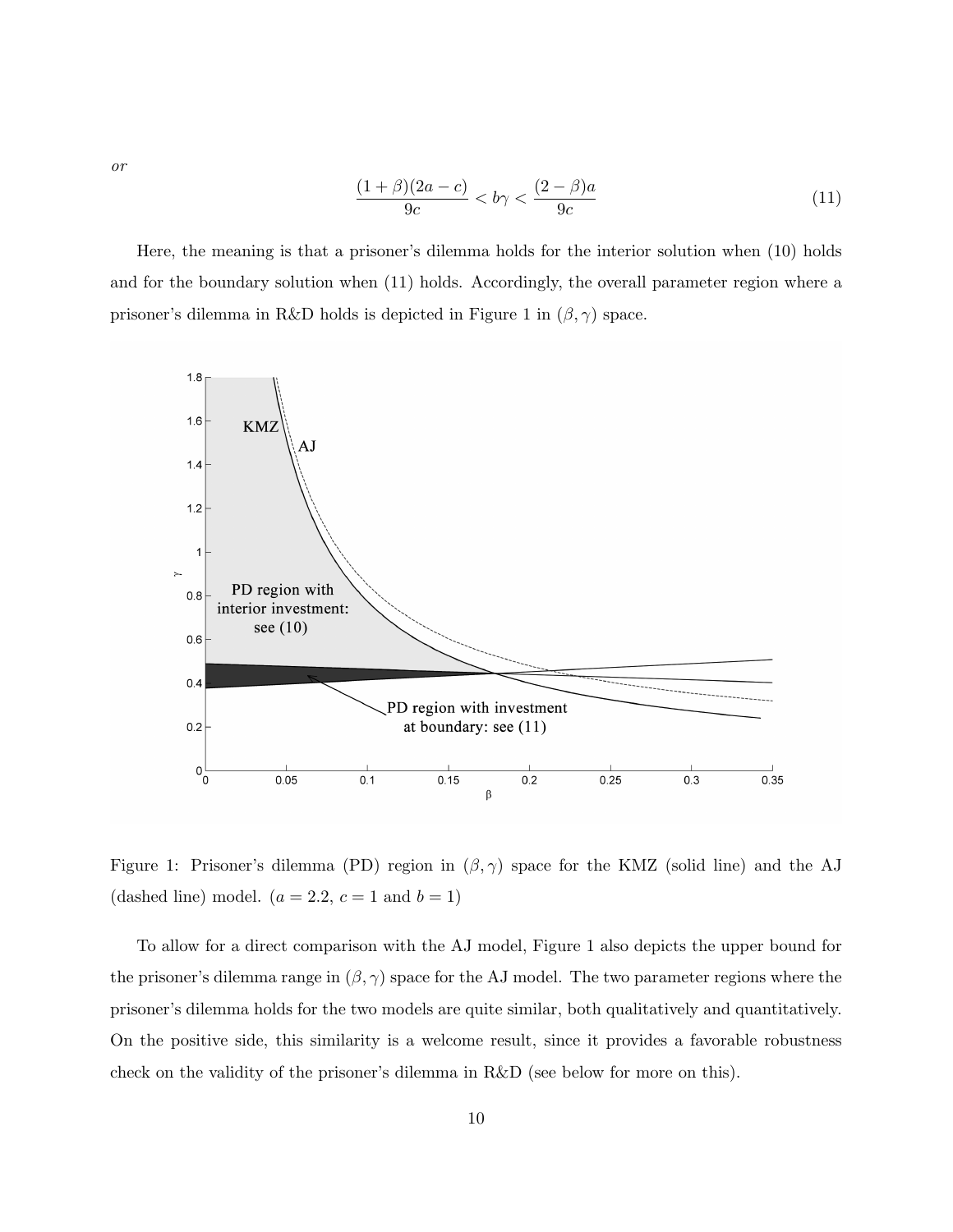*or*

$$\frac{(1+\beta)(2a-c)}{9c} < b\gamma < \frac{(2-\beta)a}{9c} \tag{11}$$

Here, the meaning is that a prisoner's dilemma holds for the interior solution when (10) holds and for the boundary solution when (11) holds. Accordingly, the overall parameter region where a prisoner's dilemma in R&D holds is depicted in Figure 1 in $(\beta, \gamma)$ space.

Figure 1: Prisoner's dilemma (PD) region in $(\beta, \gamma)$ space for the KMZ (solid line) and the AJ (dashed line) model. ($a = 2.2$, $c = 1$ and $b = 1$)

To allow for a direct comparison with the AJ model, Figure 1 also depicts the upper bound for the prisoner's dilemma range in $(\beta, \gamma)$ space for the AJ model. The two parameter regions where the prisoner's dilemma holds for the two models are quite similar, both qualitatively and quantitatively. On the positive side, this similarity is a welcome result, since it provides a favorable robustness check on the validity of the prisoner's dilemma in R&D (see below for more on this).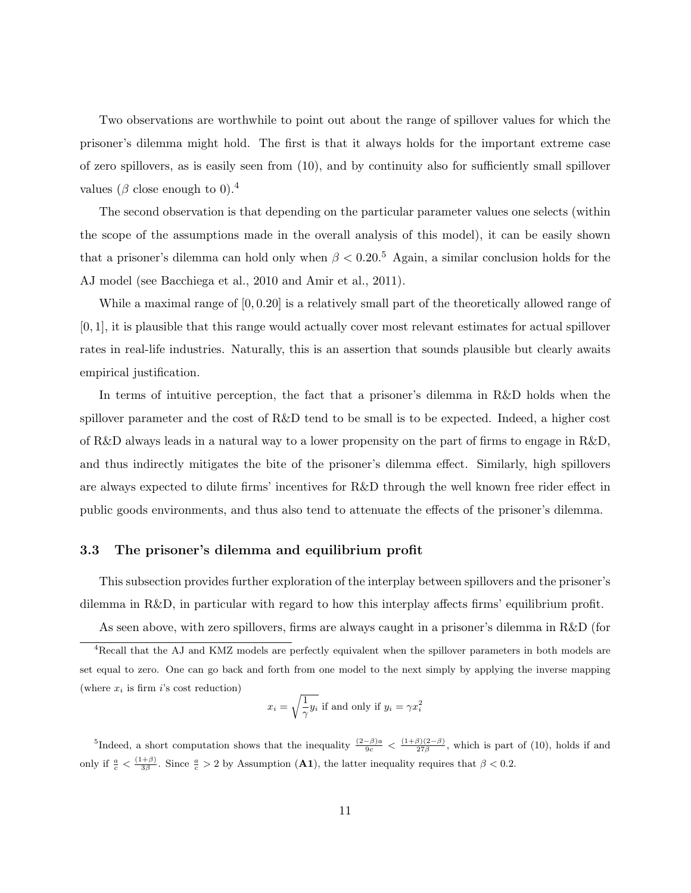Two observations are worthwhile to point out about the range of spillover values for which the prisoner's dilemma might hold. The first is that it always holds for the important extreme case of zero spillovers, as is easily seen from (10), and by continuity also for sufficiently small spillover values ($\beta$ close enough to 0).[4]

The second observation is that depending on the particular parameter values one selects (within the scope of the assumptions made in the overall analysis of this model), it can be easily shown that a prisoner's dilemma can hold only when $\beta < 0.20$.[5] Again, a similar conclusion holds for the AJ model (see Bacchiega et al., 2010 and Amir et al., 2011).

While a maximal range of $[0, 0.20]$ is a relatively small part of the theoretically allowed range of $[0, 1]$, it is plausible that this range would actually cover most relevant estimates for actual spillover rates in real-life industries. Naturally, this is an assertion that sounds plausible but clearly awaits empirical justification.

In terms of intuitive perception, the fact that a prisoner's dilemma in R&D holds when the spillover parameter and the cost of R&D tend to be small is to be expected. Indeed, a higher cost of R&D always leads in a natural way to a lower propensity on the part of firms to engage in R&D, and thus indirectly mitigates the bite of the prisoner's dilemma effect. Similarly, high spillovers are always expected to dilute firms' incentives for R&D through the well known free rider effect in public goods environments, and thus also tend to attenuate the effects of the prisoner's dilemma.

### 3.3 The prisoner's dilemma and equilibrium profit

This subsection provides further exploration of the interplay between spillovers and the prisoner's dilemma in R&D, in particular with regard to how this interplay affects firms' equilibrium profit.

As seen above, with zero spillovers, firms are always caught in a prisoner's dilemma in R&D (for

---

[4] Recall that the AJ and KMZ models are perfectly equivalent when the spillover parameters in both models are set equal to zero. One can go back and forth from one model to the next simply by applying the inverse mapping (where $x_i$ is firm $i$'s cost reduction)

$$x_i = \sqrt{\frac{1}{\gamma} y_i} \text{ if and only if } y_i = \gamma x_i^2$$

[5] Indeed, a short computation shows that the inequality $\frac{(2-\beta)a}{9c} < \frac{(1+\beta)(2-\beta)}{27\beta}$, which is part of (10), holds if and only if $\frac{a}{c} < \frac{(1+\beta)}{3\beta}$. Since $\frac{a}{c} > 2$ by Assumption (**A1**), the latter inequality requires that $\beta < 0.2$.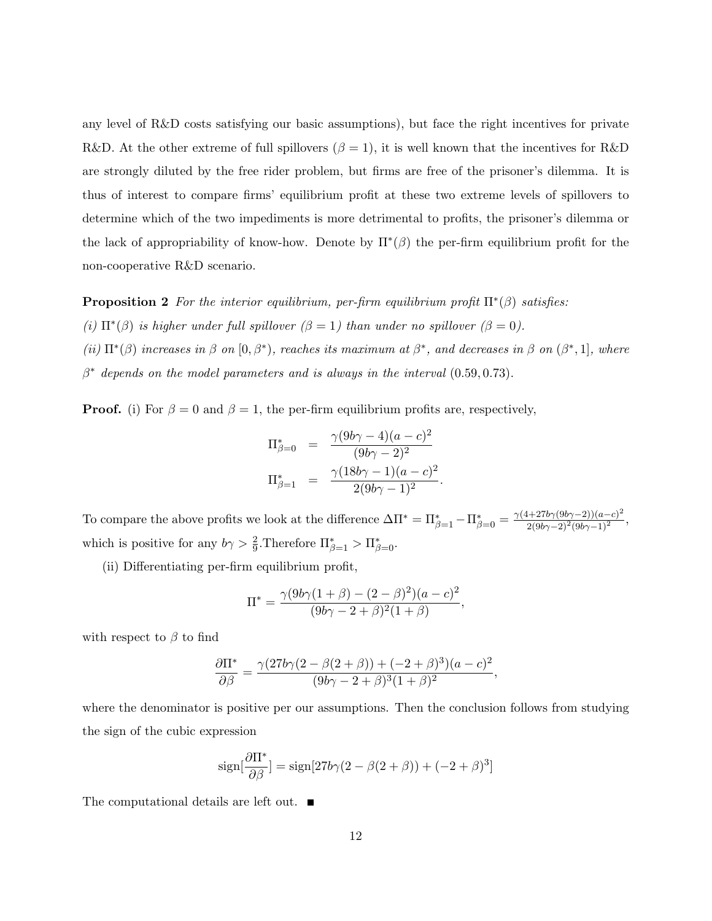any level of R&D costs satisfying our basic assumptions), but face the right incentives for private R&D. At the other extreme of full spillovers ($\beta = 1$), it is well known that the incentives for R&D are strongly diluted by the free rider problem, but firms are free of the prisoner's dilemma. It is thus of interest to compare firms' equilibrium profit at these two extreme levels of spillovers to determine which of the two impediments is more detrimental to profits, the prisoner's dilemma or the lack of appropriability of know-how. Denote by $\Pi^*(\beta)$ the per-firm equilibrium profit for the non-cooperative R&D scenario.

**Proposition 2** *For the interior equilibrium, per-firm equilibrium profit* $\Pi^*(\beta)$ *satisfies:*

*(i)* $\Pi^*(\beta)$ *is higher under full spillover* ($\beta = 1$) *than under no spillover* ($\beta = 0$).

*(ii)* $\Pi^*(\beta)$ *increases in* $\beta$ *on* $[0, \beta^*)$, *reaches its maximum at* $\beta^*$, *and decreases in* $\beta$ *on* $(\beta^*, 1]$, *where* $\beta^*$ *depends on the model parameters and is always in the interval* $(0.59, 0.73)$.

**Proof.** (i) For $\beta = 0$ and $\beta = 1$, the per-firm equilibrium profits are, respectively,

$$\Pi^*_{\beta=0} = \frac{\gamma(9b\gamma - 4)(a-c)^2}{(9b\gamma - 2)^2}$$

$$\Pi^*_{\beta=1} = \frac{\gamma(18b\gamma - 1)(a-c)^2}{2(9b\gamma - 1)^2}.$$

To compare the above profits we look at the difference $\Delta\Pi^* = \Pi^*_{\beta=1} - \Pi^*_{\beta=0} = \frac{\gamma(4+27b\gamma(9b\gamma-2))(a-c)^2}{2(9b\gamma-2)^2(9b\gamma-1)^2}$, which is positive for any $b\gamma > \frac{2}{9}$.Therefore $\Pi^*_{\beta=1} > \Pi^*_{\beta=0}$.

(ii) Differentiating per-firm equilibrium profit,

$$\Pi^* = \frac{\gamma(9b\gamma(1+\beta) - (2-\beta)^2)(a-c)^2}{(9b\gamma - 2 + \beta)^2(1+\beta)},$$

with respect to $\beta$ to find

$$\frac{\partial \Pi^*}{\partial \beta} = \frac{\gamma(27b\gamma(2 - \beta(2+\beta)) + (-2+\beta)^3)(a-c)^2}{(9b\gamma - 2 + \beta)^3(1+\beta)^2},$$

where the denominator is positive per our assumptions. Then the conclusion follows from studying the sign of the cubic expression

$$\text{sign}[\frac{\partial \Pi^*}{\partial \beta}] = \text{sign}[27b\gamma(2 - \beta(2+\beta)) + (-2+\beta)^3]$$

The computational details are left out. ■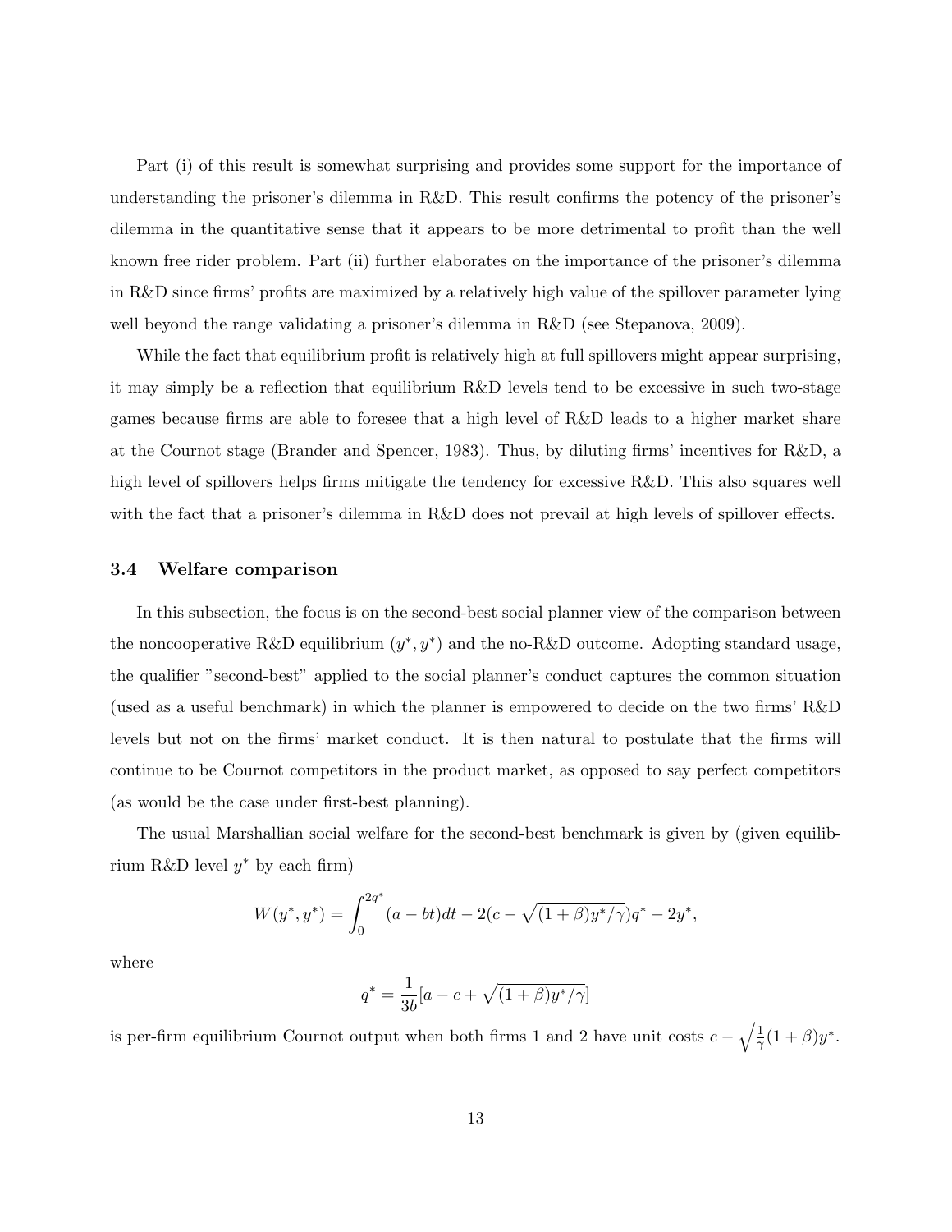Part (i) of this result is somewhat surprising and provides some support for the importance of understanding the prisoner's dilemma in R&D. This result confirms the potency of the prisoner's dilemma in the quantitative sense that it appears to be more detrimental to profit than the well known free rider problem. Part (ii) further elaborates on the importance of the prisoner's dilemma in R&D since firms' profits are maximized by a relatively high value of the spillover parameter lying well beyond the range validating a prisoner's dilemma in R&D (see Stepanova, 2009).

While the fact that equilibrium profit is relatively high at full spillovers might appear surprising, it may simply be a reflection that equilibrium R&D levels tend to be excessive in such two-stage games because firms are able to foresee that a high level of R&D leads to a higher market share at the Cournot stage (Brander and Spencer, 1983). Thus, by diluting firms' incentives for R&D, a high level of spillovers helps firms mitigate the tendency for excessive R&D. This also squares well with the fact that a prisoner's dilemma in R&D does not prevail at high levels of spillover effects.

### 3.4 Welfare comparison

In this subsection, the focus is on the second-best social planner view of the comparison between the noncooperative R&D equilibrium $(y^*, y^*)$ and the no-R&D outcome. Adopting standard usage, the qualifier "second-best" applied to the social planner's conduct captures the common situation (used as a useful benchmark) in which the planner is empowered to decide on the two firms' R&D levels but not on the firms' market conduct. It is then natural to postulate that the firms will continue to be Cournot competitors in the product market, as opposed to say perfect competitors (as would be the case under first-best planning).

The usual Marshallian social welfare for the second-best benchmark is given by (given equilibrium R&D level $y^*$ by each firm)

$$W(y^*, y^*) = \int_0^{2q^*} (a - bt)dt - 2(c - \sqrt{(1+\beta)y^*/\gamma})q^* - 2y^*,$$

where

$$q^* = \frac{1}{3b}[a - c + \sqrt{(1+\beta)y^*/\gamma}]$$

is per-firm equilibrium Cournot output when both firms 1 and 2 have unit costs $c - \sqrt{\frac{1}{\gamma}(1+\beta)y^*}$.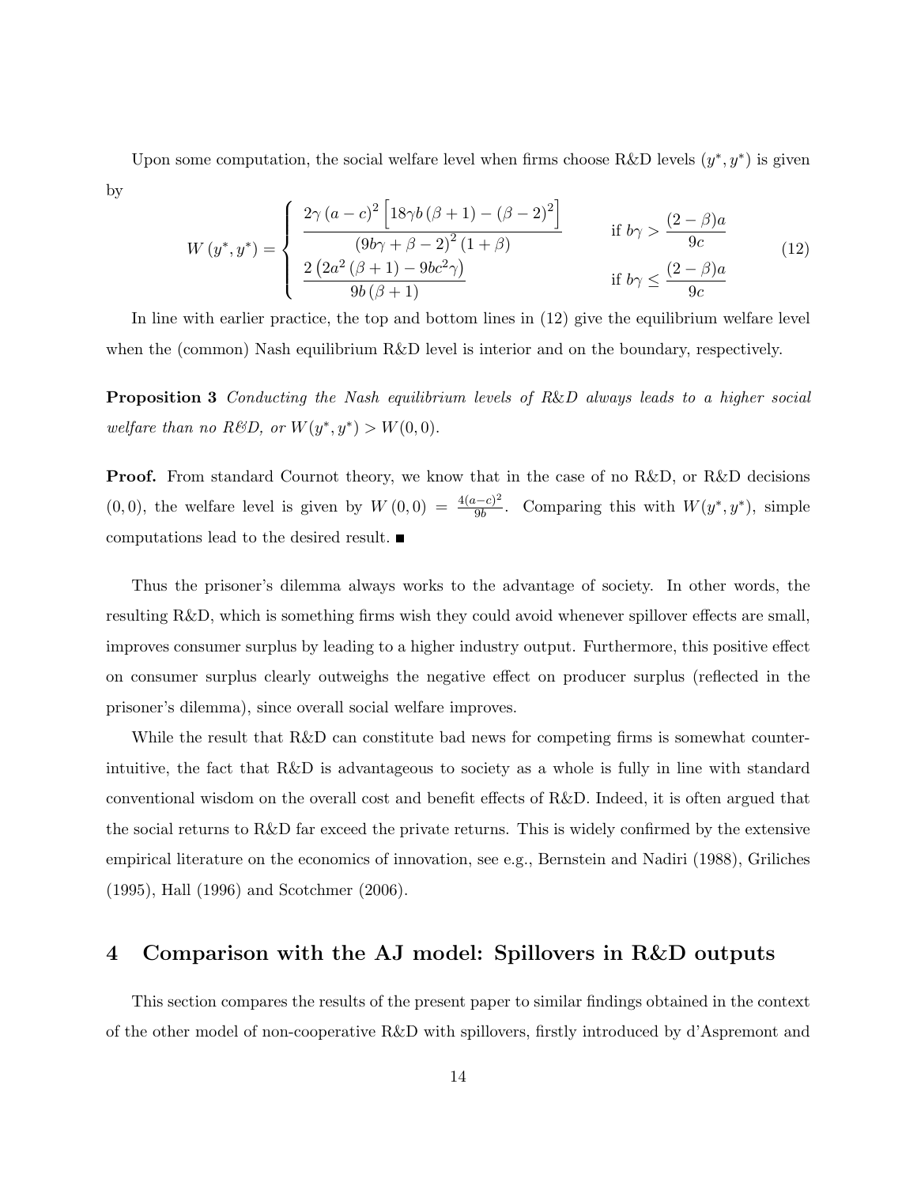Upon some computation, the social welfare level when firms choose R&D levels $(y^*, y^*)$ is given by

$$
W\left(y^*, y^*\right) = \begin{cases} \dfrac{2\gamma\left(a-c\right)^2\left[18\gamma b\left(\beta+1\right)-\left(\beta-2\right)^2\right]}{\left(9b\gamma+\beta-2\right)^2\left(1+\beta\right)} & \text{if } b\gamma > \dfrac{(2-\beta)a}{9c} \\ \dfrac{2\left(2a^2\left(\beta+1\right)-9bc^2\gamma\right)}{9b\left(\beta+1\right)} & \text{if } b\gamma \leq \dfrac{(2-\beta)a}{9c} \end{cases} \tag{12}
$$

In line with earlier practice, the top and bottom lines in (12) give the equilibrium welfare level when the (common) Nash equilibrium R&D level is interior and on the boundary, respectively.

**Proposition 3** *Conducting the Nash equilibrium levels of R&D always leads to a higher social welfare than no R&D, or $W(y^*, y^*) > W(0, 0)$.*

**Proof.** From standard Cournot theory, we know that in the case of no R&D, or R&D decisions $(0, 0)$, the welfare level is given by $W(0,0) = \frac{4(a-c)^2}{9b}$. Comparing this with $W(y^*, y^*)$, simple computations lead to the desired result. ■

Thus the prisoner's dilemma always works to the advantage of society. In other words, the resulting R&D, which is something firms wish they could avoid whenever spillover effects are small, improves consumer surplus by leading to a higher industry output. Furthermore, this positive effect on consumer surplus clearly outweighs the negative effect on producer surplus (reflected in the prisoner's dilemma), since overall social welfare improves.

While the result that R&D can constitute bad news for competing firms is somewhat counter-intuitive, the fact that R&D is advantageous to society as a whole is fully in line with standard conventional wisdom on the overall cost and benefit effects of R&D. Indeed, it is often argued that the social returns to R&D far exceed the private returns. This is widely confirmed by the extensive empirical literature on the economics of innovation, see e.g., Bernstein and Nadiri (1988), Griliches (1995), Hall (1996) and Scotchmer (2006).

## 4 Comparison with the AJ model: Spillovers in R&D outputs

This section compares the results of the present paper to similar findings obtained in the context of the other model of non-cooperative R&D with spillovers, firstly introduced by d'Aspremont and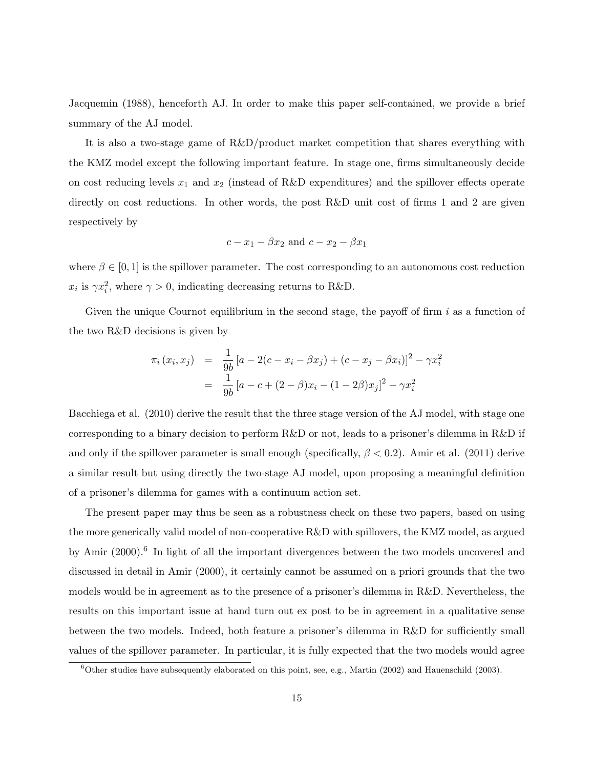Jacquemin (1988), henceforth AJ. In order to make this paper self-contained, we provide a brief summary of the AJ model.

It is also a two-stage game of R&D/product market competition that shares everything with the KMZ model except the following important feature. In stage one, firms simultaneously decide on cost reducing levels $x_1$ and $x_2$ (instead of R&D expenditures) and the spillover effects operate directly on cost reductions. In other words, the post R&D unit cost of firms 1 and 2 are given respectively by

$$c - x_1 - \beta x_2 \text{ and } c - x_2 - \beta x_1$$

where $\beta \in [0, 1]$ is the spillover parameter. The cost corresponding to an autonomous cost reduction $x_i$ is $\gamma x_i^2$, where $\gamma > 0$, indicating decreasing returns to R&D.

Given the unique Cournot equilibrium in the second stage, the payoff of firm $i$ as a function of the two R&D decisions is given by

$$\begin{aligned}
\pi_i(x_i, x_j) &= \frac{1}{9b}\left[a - 2(c - x_i - \beta x_j) + (c - x_j - \beta x_i)\right]^2 - \gamma x_i^2 \\
&= \frac{1}{9b}\left[a - c + (2-\beta)x_i - (1-2\beta)x_j\right]^2 - \gamma x_i^2
\end{aligned}$$

Bacchiega et al. (2010) derive the result that the three stage version of the AJ model, with stage one corresponding to a binary decision to perform R&D or not, leads to a prisoner's dilemma in R&D if and only if the spillover parameter is small enough (specifically, $\beta < 0.2$). Amir et al. (2011) derive a similar result but using directly the two-stage AJ model, upon proposing a meaningful definition of a prisoner's dilemma for games with a continuum action set.

The present paper may thus be seen as a robustness check on these two papers, based on using the more generically valid model of non-cooperative R&D with spillovers, the KMZ model, as argued by Amir (2000).[6] In light of all the important divergences between the two models uncovered and discussed in detail in Amir (2000), it certainly cannot be assumed on a priori grounds that the two models would be in agreement as to the presence of a prisoner's dilemma in R&D. Nevertheless, the results on this important issue at hand turn out ex post to be in agreement in a qualitative sense between the two models. Indeed, both feature a prisoner's dilemma in R&D for sufficiently small values of the spillover parameter. In particular, it is fully expected that the two models would agree

[6] Other studies have subsequently elaborated on this point, see, e.g., Martin (2002) and Hauenschild (2003).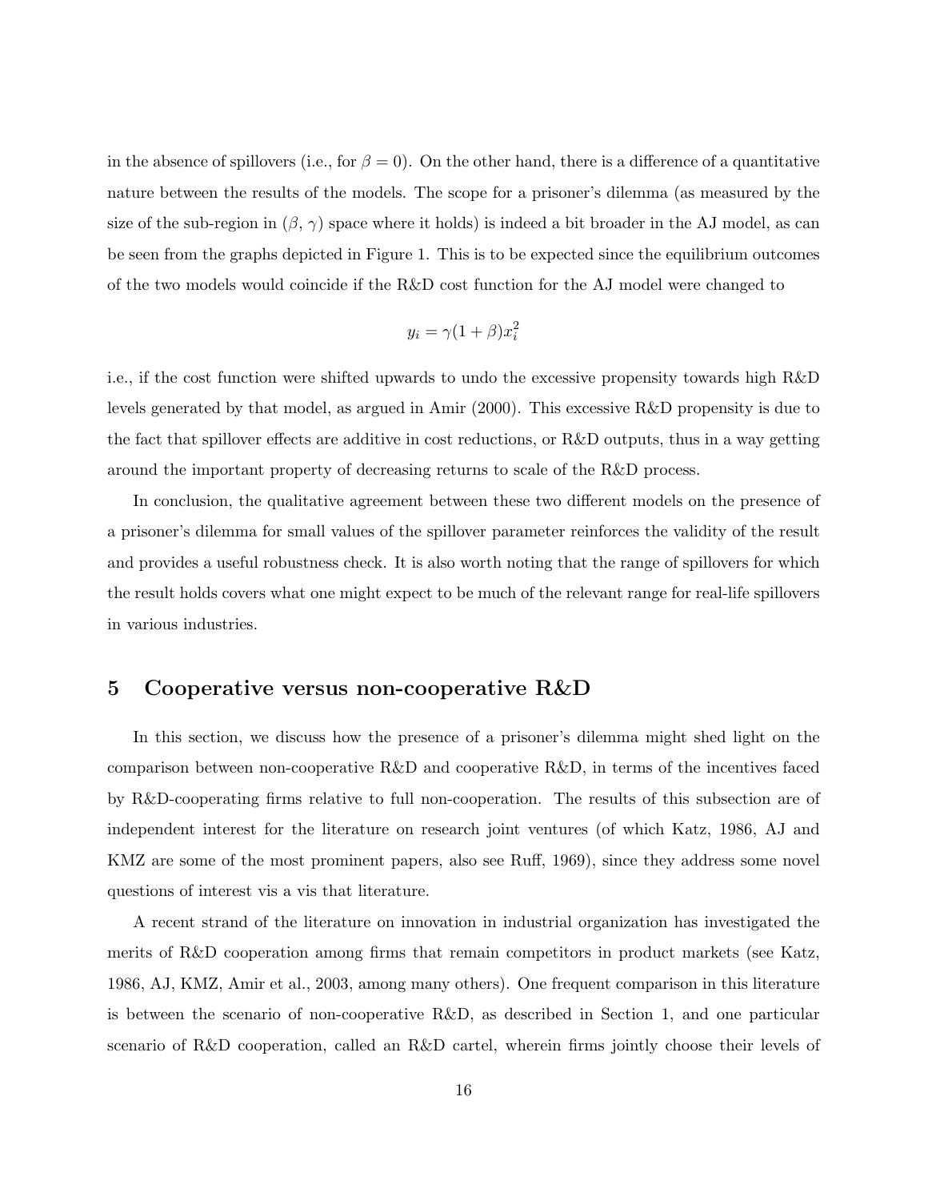in the absence of spillovers (i.e., for $\beta = 0$). On the other hand, there is a difference of a quantitative nature between the results of the models. The scope for a prisoner's dilemma (as measured by the size of the sub-region in ($\beta$, $\gamma$) space where it holds) is indeed a bit broader in the AJ model, as can be seen from the graphs depicted in Figure 1. This is to be expected since the equilibrium outcomes of the two models would coincide if the R&D cost function for the AJ model were changed to

$$y_i = \gamma(1 + \beta)x_i^2$$

i.e., if the cost function were shifted upwards to undo the excessive propensity towards high R&D levels generated by that model, as argued in Amir (2000). This excessive R&D propensity is due to the fact that spillover effects are additive in cost reductions, or R&D outputs, thus in a way getting around the important property of decreasing returns to scale of the R&D process.

In conclusion, the qualitative agreement between these two different models on the presence of a prisoner's dilemma for small values of the spillover parameter reinforces the validity of the result and provides a useful robustness check. It is also worth noting that the range of spillovers for which the result holds covers what one might expect to be much of the relevant range for real-life spillovers in various industries.

## 5 Cooperative versus non-cooperative R&D

In this section, we discuss how the presence of a prisoner's dilemma might shed light on the comparison between non-cooperative R&D and cooperative R&D, in terms of the incentives faced by R&D-cooperating firms relative to full non-cooperation. The results of this subsection are of independent interest for the literature on research joint ventures (of which Katz, 1986, AJ and KMZ are some of the most prominent papers, also see Ruff, 1969), since they address some novel questions of interest vis a vis that literature.

A recent strand of the literature on innovation in industrial organization has investigated the merits of R&D cooperation among firms that remain competitors in product markets (see Katz, 1986, AJ, KMZ, Amir et al., 2003, among many others). One frequent comparison in this literature is between the scenario of non-cooperative R&D, as described in Section 1, and one particular scenario of R&D cooperation, called an R&D cartel, wherein firms jointly choose their levels of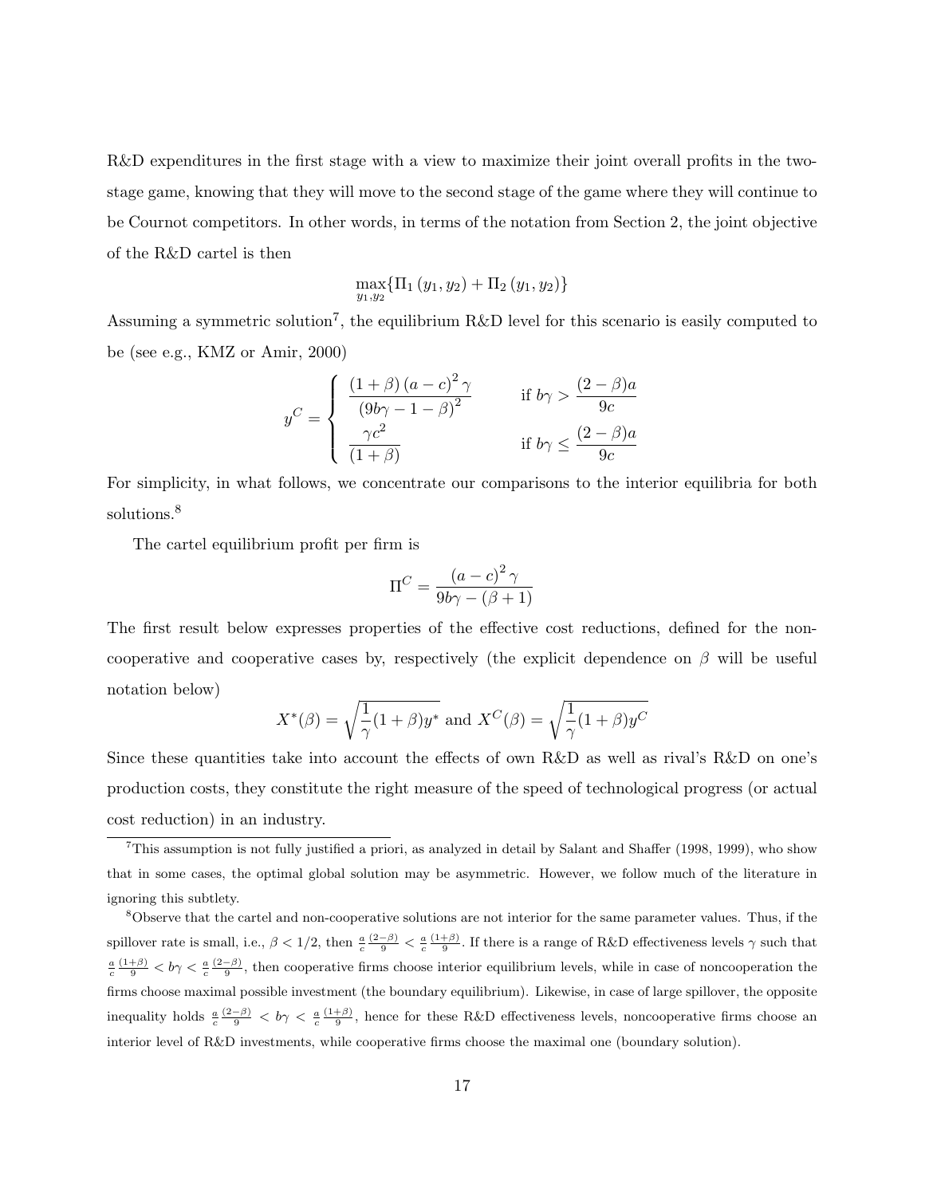R&D expenditures in the first stage with a view to maximize their joint overall profits in the two-stage game, knowing that they will move to the second stage of the game where they will continue to be Cournot competitors. In other words, in terms of the notation from Section 2, the joint objective of the R&D cartel is then

$$\max_{y_1,y_2}\{\Pi_1(y_1,y_2)+\Pi_2(y_1,y_2)\}$$

Assuming a symmetric solution[7], the equilibrium R&D level for this scenario is easily computed to be (see e.g., KMZ or Amir, 2000)

$$y^C=\begin{cases}\dfrac{(1+\beta)(a-c)^2\gamma}{(9b\gamma-1-\beta)^2} & \text{if } b\gamma>\dfrac{(2-\beta)a}{9c}\\[2ex] \dfrac{\gamma c^2}{(1+\beta)} & \text{if } b\gamma\le\dfrac{(2-\beta)a}{9c}\end{cases}$$

For simplicity, in what follows, we concentrate our comparisons to the interior equilibria for both solutions.[8]

The cartel equilibrium profit per firm is

$$\Pi^C=\frac{(a-c)^2\gamma}{9b\gamma-(\beta+1)}$$

The first result below expresses properties of the effective cost reductions, defined for the non-cooperative and cooperative cases by, respectively (the explicit dependence on $\beta$ will be useful notation below)

$$X^*(\beta)=\sqrt{\frac{1}{\gamma}(1+\beta)y^*}\text{ and }X^C(\beta)=\sqrt{\frac{1}{\gamma}(1+\beta)y^C}$$

Since these quantities take into account the effects of own R&D as well as rival's R&D on one's production costs, they constitute the right measure of the speed of technological progress (or actual cost reduction) in an industry.

---

[7]This assumption is not fully justified a priori, as analyzed in detail by Salant and Shaffer (1998, 1999), who show that in some cases, the optimal global solution may be asymmetric. However, we follow much of the literature in ignoring this subtlety.

[8]Observe that the cartel and non-cooperative solutions are not interior for the same parameter values. Thus, if the spillover rate is small, i.e., $\beta<1/2$, then $\frac{a}{c}\frac{(2-\beta)}{9}<\frac{a}{c}\frac{(1+\beta)}{9}$. If there is a range of R&D effectiveness levels $\gamma$ such that $\frac{a}{c}\frac{(1+\beta)}{9}<b\gamma<\frac{a}{c}\frac{(2-\beta)}{9}$, then cooperative firms choose interior equilibrium levels, while in case of noncooperation the firms choose maximal possible investment (the boundary equilibrium). Likewise, in case of large spillover, the opposite inequality holds $\frac{a}{c}\frac{(2-\beta)}{9}<b\gamma<\frac{a}{c}\frac{(1+\beta)}{9}$, hence for these R&D effectiveness levels, noncooperative firms choose an interior level of R&D investments, while cooperative firms choose the maximal one (boundary solution).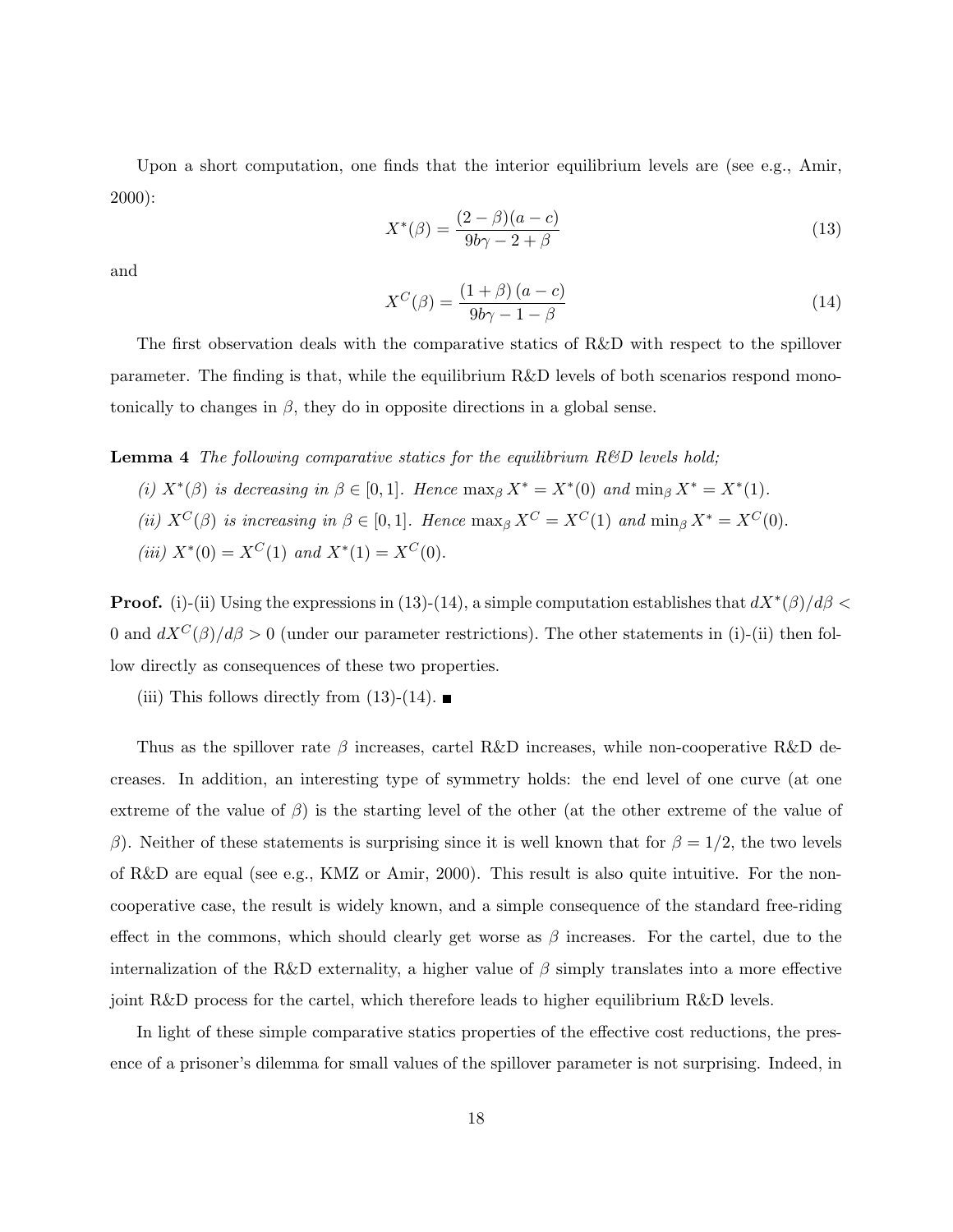Upon a short computation, one finds that the interior equilibrium levels are (see e.g., Amir, 2000):

$$X^*(\beta) = \frac{(2-\beta)(a-c)}{9b\gamma - 2 + \beta} \tag{13}$$

and

$$X^C(\beta) = \frac{(1+\beta)(a-c)}{9b\gamma - 1 - \beta} \tag{14}$$

The first observation deals with the comparative statics of R&D with respect to the spillover parameter. The finding is that, while the equilibrium R&D levels of both scenarios respond monotonically to changes in $\beta$, they do in opposite directions in a global sense.

**Lemma 4** *The following comparative statics for the equilibrium R&D levels hold;*

*(i)* $X^*(\beta)$ *is decreasing in* $\beta \in [0,1]$*. Hence* $\max_\beta X^* = X^*(0)$ *and* $\min_\beta X^* = X^*(1)$*.*

*(ii)* $X^C(\beta)$ *is increasing in* $\beta \in [0,1]$*. Hence* $\max_\beta X^C = X^C(1)$ *and* $\min_\beta X^* = X^C(0)$*.*

*(iii)* $X^*(0) = X^C(1)$ *and* $X^*(1) = X^C(0)$*.*

**Proof.** (i)-(ii) Using the expressions in (13)-(14), a simple computation establishes that $dX^*(\beta)/d\beta < 0$ and $dX^C(\beta)/d\beta > 0$ (under our parameter restrictions). The other statements in (i)-(ii) then follow directly as consequences of these two properties.

(iii) This follows directly from (13)-(14). ■

Thus as the spillover rate $\beta$ increases, cartel R&D increases, while non-cooperative R&D decreases. In addition, an interesting type of symmetry holds: the end level of one curve (at one extreme of the value of $\beta$) is the starting level of the other (at the other extreme of the value of $\beta$). Neither of these statements is surprising since it is well known that for $\beta = 1/2$, the two levels of R&D are equal (see e.g., KMZ or Amir, 2000). This result is also quite intuitive. For the non-cooperative case, the result is widely known, and a simple consequence of the standard free-riding effect in the commons, which should clearly get worse as $\beta$ increases. For the cartel, due to the internalization of the R&D externality, a higher value of $\beta$ simply translates into a more effective joint R&D process for the cartel, which therefore leads to higher equilibrium R&D levels.

In light of these simple comparative statics properties of the effective cost reductions, the presence of a prisoner's dilemma for small values of the spillover parameter is not surprising. Indeed, in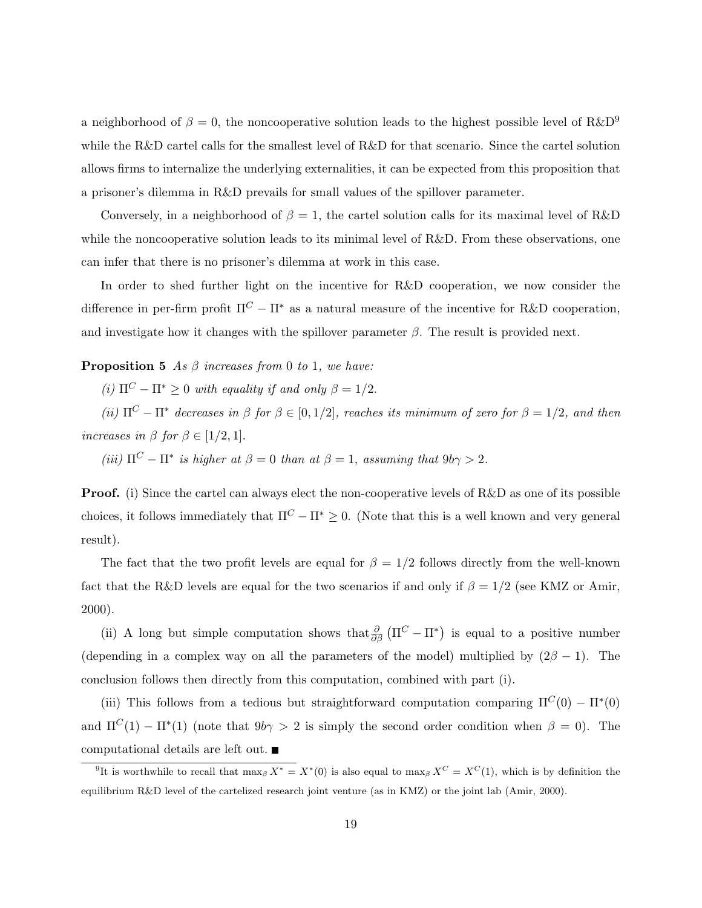a neighborhood of $\beta = 0$, the noncooperative solution leads to the highest possible level of R&D[9] while the R&D cartel calls for the smallest level of R&D for that scenario. Since the cartel solution allows firms to internalize the underlying externalities, it can be expected from this proposition that a prisoner's dilemma in R&D prevails for small values of the spillover parameter.

Conversely, in a neighborhood of $\beta = 1$, the cartel solution calls for its maximal level of R&D while the noncooperative solution leads to its minimal level of R&D. From these observations, one can infer that there is no prisoner's dilemma at work in this case.

In order to shed further light on the incentive for R&D cooperation, we now consider the difference in per-firm profit $\Pi^C - \Pi^*$ as a natural measure of the incentive for R&D cooperation, and investigate how it changes with the spillover parameter $\beta$. The result is provided next.

**Proposition 5** *As $\beta$ increases from 0 to 1, we have:*

*(i) $\Pi^C - \Pi^* \geq 0$ with equality if and only $\beta = 1/2$.*

*(ii) $\Pi^C - \Pi^*$ decreases in $\beta$ for $\beta \in [0, 1/2]$, reaches its minimum of zero for $\beta = 1/2$, and then increases in $\beta$ for $\beta \in [1/2, 1]$.*

*(iii) $\Pi^C - \Pi^*$ is higher at $\beta = 0$ than at $\beta = 1$, assuming that $9b\gamma > 2$.*

**Proof.** (i) Since the cartel can always elect the non-cooperative levels of R&D as one of its possible choices, it follows immediately that $\Pi^C - \Pi^* \geq 0$. (Note that this is a well known and very general result).

The fact that the two profit levels are equal for $\beta = 1/2$ follows directly from the well-known fact that the R&D levels are equal for the two scenarios if and only if $\beta = 1/2$ (see KMZ or Amir, 2000).

(ii) A long but simple computation shows that $\frac{\partial}{\partial \beta}\left(\Pi^C - \Pi^*\right)$ is equal to a positive number (depending in a complex way on all the parameters of the model) multiplied by $(2\beta - 1)$. The conclusion follows then directly from this computation, combined with part (i).

(iii) This follows from a tedious but straightforward computation comparing $\Pi^C(0) - \Pi^*(0)$ and $\Pi^C(1) - \Pi^*(1)$ (note that $9b\gamma > 2$ is simply the second order condition when $\beta = 0$). The computational details are left out. ■

[9] It is worthwhile to recall that $\max_\beta X^* = X^*(0)$ is also equal to $\max_\beta X^C = X^C(1)$, which is by definition the equilibrium R&D level of the cartelized research joint venture (as in KMZ) or the joint lab (Amir, 2000).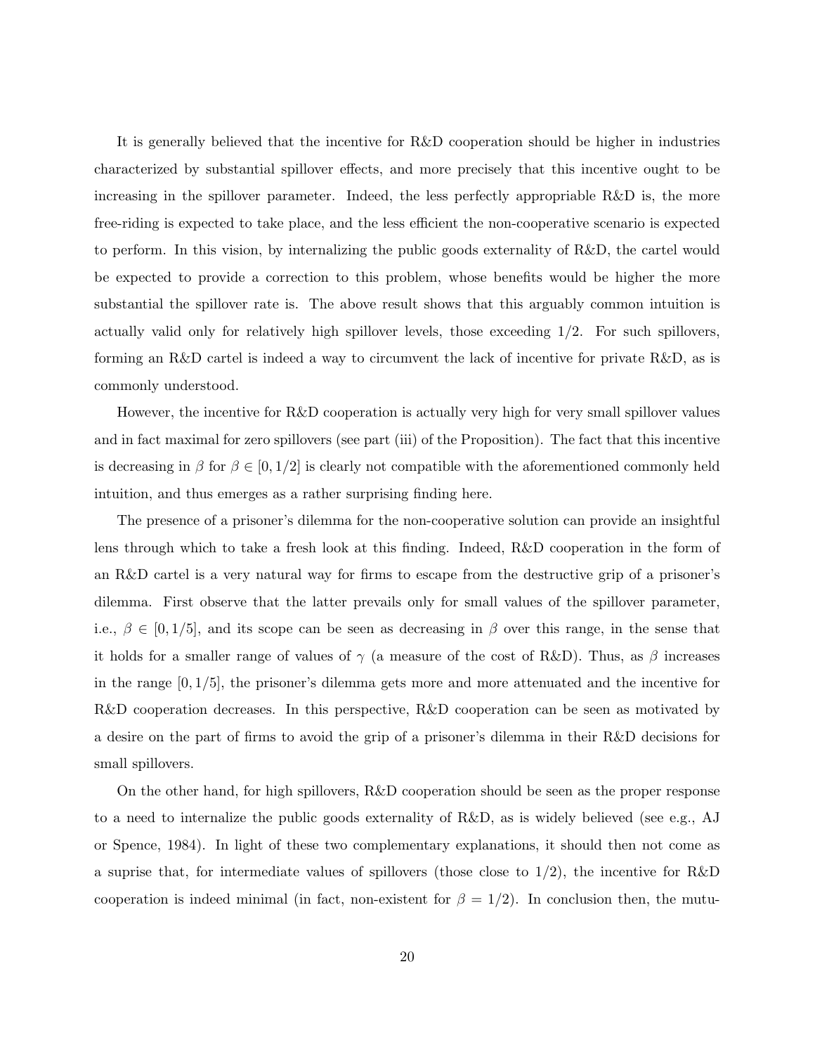It is generally believed that the incentive for R&D cooperation should be higher in industries characterized by substantial spillover effects, and more precisely that this incentive ought to be increasing in the spillover parameter. Indeed, the less perfectly appropriable R&D is, the more free-riding is expected to take place, and the less efficient the non-cooperative scenario is expected to perform. In this vision, by internalizing the public goods externality of R&D, the cartel would be expected to provide a correction to this problem, whose benefits would be higher the more substantial the spillover rate is. The above result shows that this arguably common intuition is actually valid only for relatively high spillover levels, those exceeding $1/2$. For such spillovers, forming an R&D cartel is indeed a way to circumvent the lack of incentive for private R&D, as is commonly understood.

However, the incentive for R&D cooperation is actually very high for very small spillover values and in fact maximal for zero spillovers (see part (iii) of the Proposition). The fact that this incentive is decreasing in $\beta$ for $\beta \in [0, 1/2]$ is clearly not compatible with the aforementioned commonly held intuition, and thus emerges as a rather surprising finding here.

The presence of a prisoner's dilemma for the non-cooperative solution can provide an insightful lens through which to take a fresh look at this finding. Indeed, R&D cooperation in the form of an R&D cartel is a very natural way for firms to escape from the destructive grip of a prisoner's dilemma. First observe that the latter prevails only for small values of the spillover parameter, i.e., $\beta \in [0, 1/5]$, and its scope can be seen as decreasing in $\beta$ over this range, in the sense that it holds for a smaller range of values of $\gamma$ (a measure of the cost of R&D). Thus, as $\beta$ increases in the range $[0, 1/5]$, the prisoner's dilemma gets more and more attenuated and the incentive for R&D cooperation decreases. In this perspective, R&D cooperation can be seen as motivated by a desire on the part of firms to avoid the grip of a prisoner's dilemma in their R&D decisions for small spillovers.

On the other hand, for high spillovers, R&D cooperation should be seen as the proper response to a need to internalize the public goods externality of R&D, as is widely believed (see e.g., AJ or Spence, 1984). In light of these two complementary explanations, it should then not come as a suprise that, for intermediate values of spillovers (those close to $1/2$), the incentive for R&D cooperation is indeed minimal (in fact, non-existent for $\beta = 1/2$). In conclusion then, the mutu-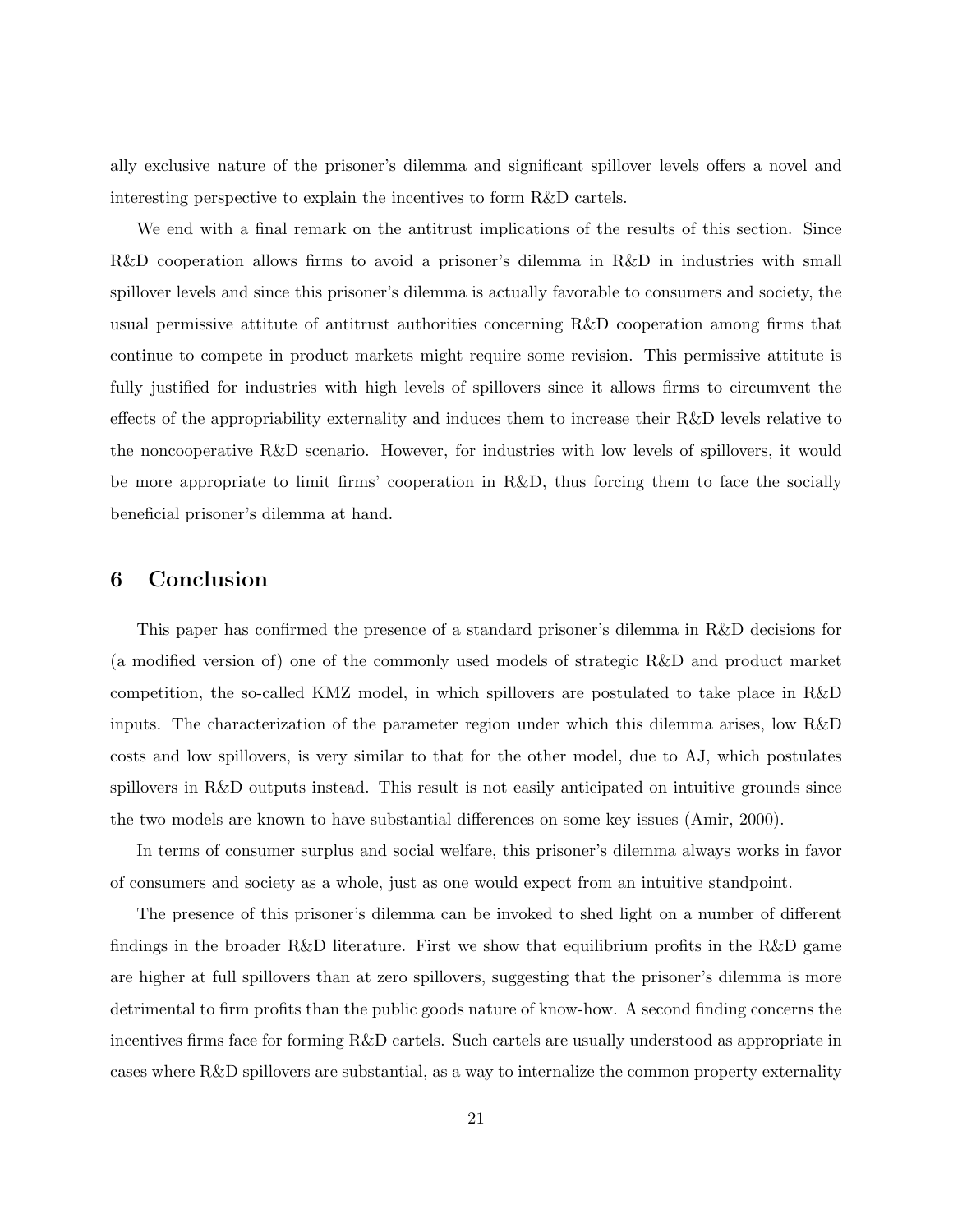ally exclusive nature of the prisoner's dilemma and significant spillover levels offers a novel and interesting perspective to explain the incentives to form R&D cartels.

We end with a final remark on the antitrust implications of the results of this section. Since R&D cooperation allows firms to avoid a prisoner's dilemma in R&D in industries with small spillover levels and since this prisoner's dilemma is actually favorable to consumers and society, the usual permissive attitute of antitrust authorities concerning R&D cooperation among firms that continue to compete in product markets might require some revision. This permissive attitute is fully justified for industries with high levels of spillovers since it allows firms to circumvent the effects of the appropriability externality and induces them to increase their R&D levels relative to the noncooperative R&D scenario. However, for industries with low levels of spillovers, it would be more appropriate to limit firms' cooperation in R&D, thus forcing them to face the socially beneficial prisoner's dilemma at hand.

## 6 Conclusion

This paper has confirmed the presence of a standard prisoner's dilemma in R&D decisions for (a modified version of) one of the commonly used models of strategic R&D and product market competition, the so-called KMZ model, in which spillovers are postulated to take place in R&D inputs. The characterization of the parameter region under which this dilemma arises, low R&D costs and low spillovers, is very similar to that for the other model, due to AJ, which postulates spillovers in R&D outputs instead. This result is not easily anticipated on intuitive grounds since the two models are known to have substantial differences on some key issues (Amir, 2000).

In terms of consumer surplus and social welfare, this prisoner's dilemma always works in favor of consumers and society as a whole, just as one would expect from an intuitive standpoint.

The presence of this prisoner's dilemma can be invoked to shed light on a number of different findings in the broader R&D literature. First we show that equilibrium profits in the R&D game are higher at full spillovers than at zero spillovers, suggesting that the prisoner's dilemma is more detrimental to firm profits than the public goods nature of know-how. A second finding concerns the incentives firms face for forming R&D cartels. Such cartels are usually understood as appropriate in cases where R&D spillovers are substantial, as a way to internalize the common property externality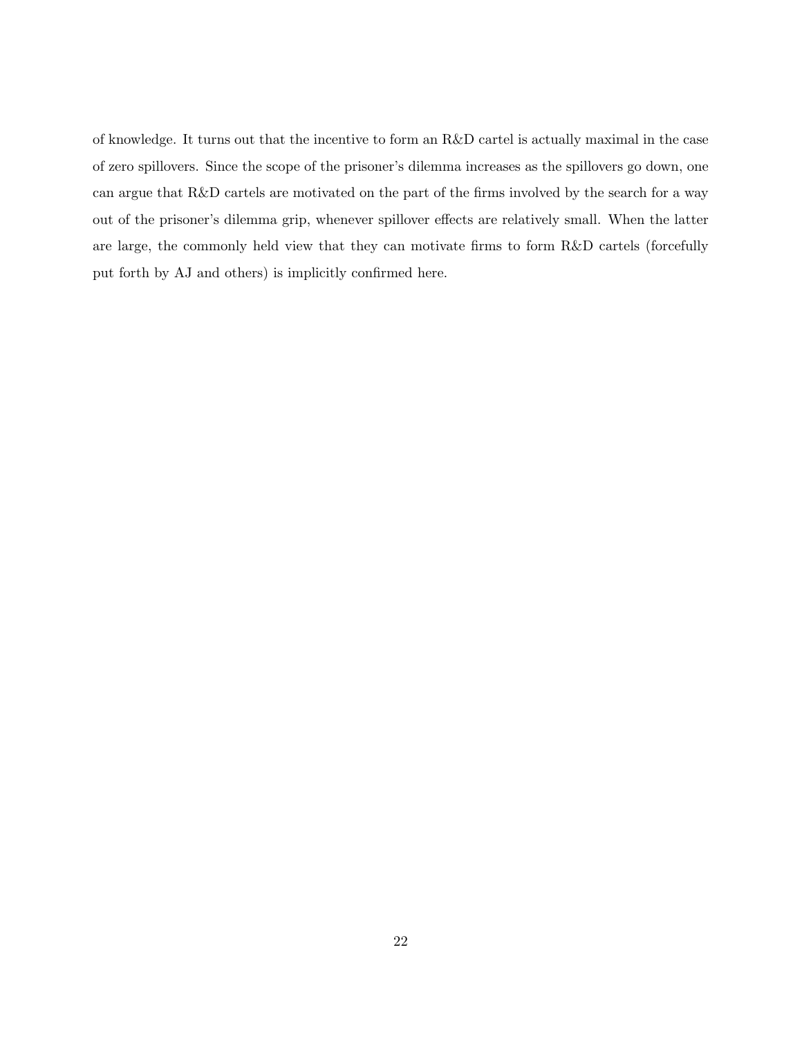of knowledge. It turns out that the incentive to form an R&D cartel is actually maximal in the case of zero spillovers. Since the scope of the prisoner's dilemma increases as the spillovers go down, one can argue that R&D cartels are motivated on the part of the firms involved by the search for a way out of the prisoner's dilemma grip, whenever spillover effects are relatively small. When the latter are large, the commonly held view that they can motivate firms to form R&D cartels (forcefully put forth by AJ and others) is implicitly confirmed here.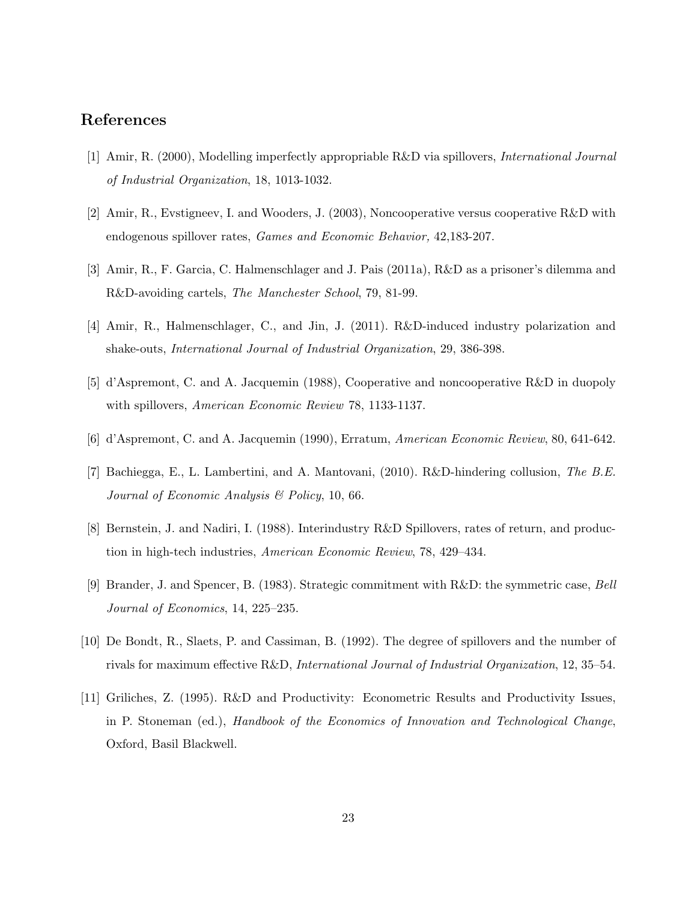## References

[1] Amir, R. (2000), Modelling imperfectly appropriable R&D via spillovers, *International Journal of Industrial Organization*, 18, 1013-1032.

[2] Amir, R., Evstigneev, I. and Wooders, J. (2003), Noncooperative versus cooperative R&D with endogenous spillover rates, *Games and Economic Behavior,* 42,183-207.

[3] Amir, R., F. Garcia, C. Halmenschlager and J. Pais (2011a), R&D as a prisoner's dilemma and R&D-avoiding cartels, *The Manchester School*, 79, 81-99.

[4] Amir, R., Halmenschlager, C., and Jin, J. (2011). R&D-induced industry polarization and shake-outs, *International Journal of Industrial Organization*, 29, 386-398.

[5] d'Aspremont, C. and A. Jacquemin (1988), Cooperative and noncooperative R&D in duopoly with spillovers, *American Economic Review* 78, 1133-1137.

[6] d'Aspremont, C. and A. Jacquemin (1990), Erratum, *American Economic Review*, 80, 641-642.

[7] Bachiegga, E., L. Lambertini, and A. Mantovani, (2010). R&D-hindering collusion, *The B.E. Journal of Economic Analysis & Policy*, 10, 66.

[8] Bernstein, J. and Nadiri, I. (1988). Interindustry R&D Spillovers, rates of return, and production in high-tech industries, *American Economic Review*, 78, 429–434.

[9] Brander, J. and Spencer, B. (1983). Strategic commitment with R&D: the symmetric case, *Bell Journal of Economics*, 14, 225–235.

[10] De Bondt, R., Slaets, P. and Cassiman, B. (1992). The degree of spillovers and the number of rivals for maximum effective R&D, *International Journal of Industrial Organization*, 12, 35–54.

[11] Griliches, Z. (1995). R&D and Productivity: Econometric Results and Productivity Issues, in P. Stoneman (ed.), *Handbook of the Economics of Innovation and Technological Change*, Oxford, Basil Blackwell.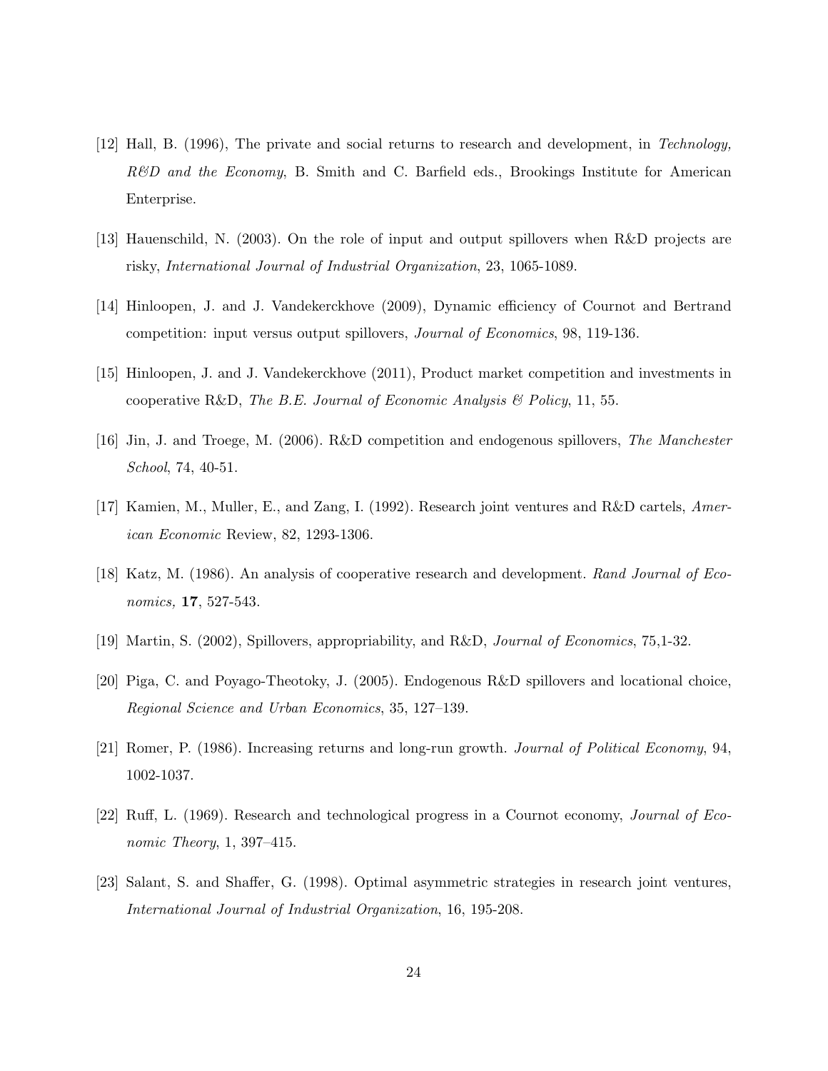[12] Hall, B. (1996), The private and social returns to research and development, in *Technology, R&D and the Economy*, B. Smith and C. Barfield eds., Brookings Institute for American Enterprise.

[13] Hauenschild, N. (2003). On the role of input and output spillovers when R&D projects are risky, *International Journal of Industrial Organization*, 23, 1065-1089.

[14] Hinloopen, J. and J. Vandekerckhove (2009), Dynamic efficiency of Cournot and Bertrand competition: input versus output spillovers, *Journal of Economics*, 98, 119-136.

[15] Hinloopen, J. and J. Vandekerckhove (2011), Product market competition and investments in cooperative R&D, *The B.E. Journal of Economic Analysis & Policy*, 11, 55.

[16] Jin, J. and Troege, M. (2006). R&D competition and endogenous spillovers, *The Manchester School*, 74, 40-51.

[17] Kamien, M., Muller, E., and Zang, I. (1992). Research joint ventures and R&D cartels, *American Economic* Review, 82, 1293-1306.

[18] Katz, M. (1986). An analysis of cooperative research and development. *Rand Journal of Economics,* **17**, 527-543.

[19] Martin, S. (2002), Spillovers, appropriability, and R&D, *Journal of Economics*, 75,1-32.

[20] Piga, C. and Poyago-Theotoky, J. (2005). Endogenous R&D spillovers and locational choice, *Regional Science and Urban Economics*, 35, 127–139.

[21] Romer, P. (1986). Increasing returns and long-run growth. *Journal of Political Economy*, 94, 1002-1037.

[22] Ruff, L. (1969). Research and technological progress in a Cournot economy, *Journal of Economic Theory*, 1, 397–415.

[23] Salant, S. and Shaffer, G. (1998). Optimal asymmetric strategies in research joint ventures, *International Journal of Industrial Organization*, 16, 195-208.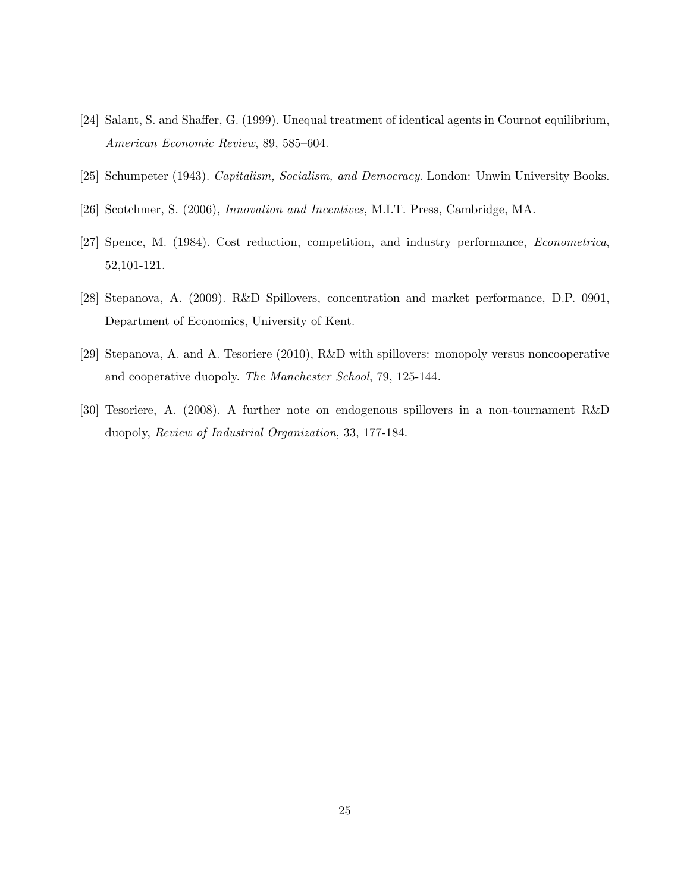[24] Salant, S. and Shaffer, G. (1999). Unequal treatment of identical agents in Cournot equilibrium, *American Economic Review*, 89, 585–604.

[25] Schumpeter (1943). *Capitalism, Socialism, and Democracy*. London: Unwin University Books.

[26] Scotchmer, S. (2006), *Innovation and Incentives*, M.I.T. Press, Cambridge, MA.

[27] Spence, M. (1984). Cost reduction, competition, and industry performance, *Econometrica*, 52,101-121.

[28] Stepanova, A. (2009). R&D Spillovers, concentration and market performance, D.P. 0901, Department of Economics, University of Kent.

[29] Stepanova, A. and A. Tesoriere (2010), R&D with spillovers: monopoly versus noncooperative and cooperative duopoly. *The Manchester School*, 79, 125-144.

[30] Tesoriere, A. (2008). A further note on endogenous spillovers in a non-tournament R&D duopoly, *Review of Industrial Organization*, 33, 177-184.